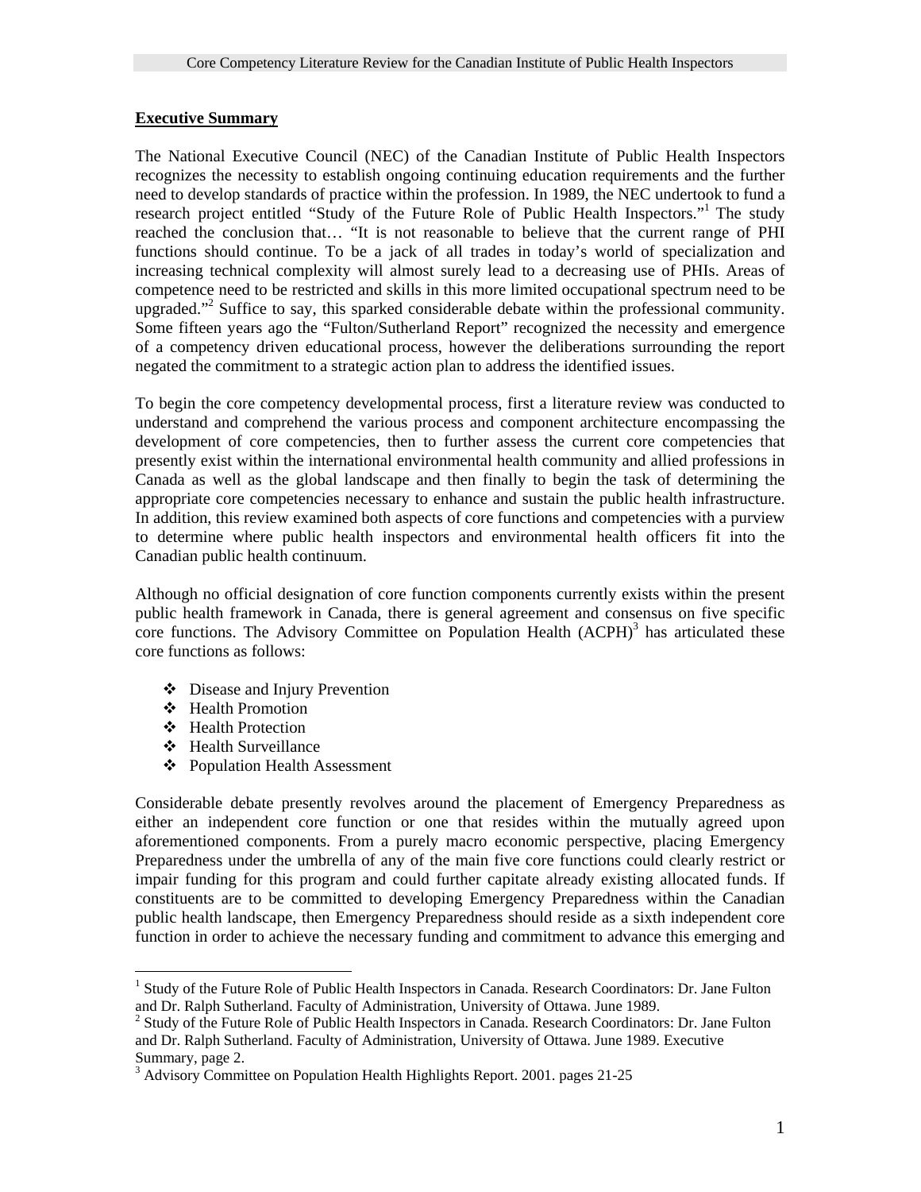**Executive Summary**

The National Executive Council (NEC) of the Canadian Institute of Public Health Inspectors recognizes the necessity to establish ongoing continuing education requirements and the further need to develop standards of practice within the profession. In 1989, the NEC undertook to fund a research project entitled "Study of the Future Role of Public Health Inspectors."[1] The study reached the conclusion that… "It is not reasonable to believe that the current range of PHI functions should continue. To be a jack of all trades in today's world of specialization and increasing technical complexity will almost surely lead to a decreasing use of PHIs. Areas of competence need to be restricted and skills in this more limited occupational spectrum need to be upgraded."[2] Suffice to say, this sparked considerable debate within the professional community. Some fifteen years ago the "Fulton/Sutherland Report" recognized the necessity and emergence of a competency driven educational process, however the deliberations surrounding the report negated the commitment to a strategic action plan to address the identified issues.

To begin the core competency developmental process, first a literature review was conducted to understand and comprehend the various process and component architecture encompassing the development of core competencies, then to further assess the current core competencies that presently exist within the international environmental health community and allied professions in Canada as well as the global landscape and then finally to begin the task of determining the appropriate core competencies necessary to enhance and sustain the public health infrastructure. In addition, this review examined both aspects of core functions and competencies with a purview to determine where public health inspectors and environmental health officers fit into the Canadian public health continuum.

Although no official designation of core function components currently exists within the present public health framework in Canada, there is general agreement and consensus on five specific core functions. The Advisory Committee on Population Health (ACPH)[3] has articulated these core functions as follows:

- Disease and Injury Prevention
- Health Promotion
- Health Protection
- Health Surveillance
- Population Health Assessment

Considerable debate presently revolves around the placement of Emergency Preparedness as either an independent core function or one that resides within the mutually agreed upon aforementioned components. From a purely macro economic perspective, placing Emergency Preparedness under the umbrella of any of the main five core functions could clearly restrict or impair funding for this program and could further capitate already existing allocated funds. If constituents are to be committed to developing Emergency Preparedness within the Canadian public health landscape, then Emergency Preparedness should reside as a sixth independent core function in order to achieve the necessary funding and commitment to advance this emerging and

---

[1] Study of the Future Role of Public Health Inspectors in Canada. Research Coordinators: Dr. Jane Fulton and Dr. Ralph Sutherland. Faculty of Administration, University of Ottawa. June 1989.

[2] Study of the Future Role of Public Health Inspectors in Canada. Research Coordinators: Dr. Jane Fulton and Dr. Ralph Sutherland. Faculty of Administration, University of Ottawa. June 1989. Executive Summary, page 2.

[3] Advisory Committee on Population Health Highlights Report. 2001. pages 21-25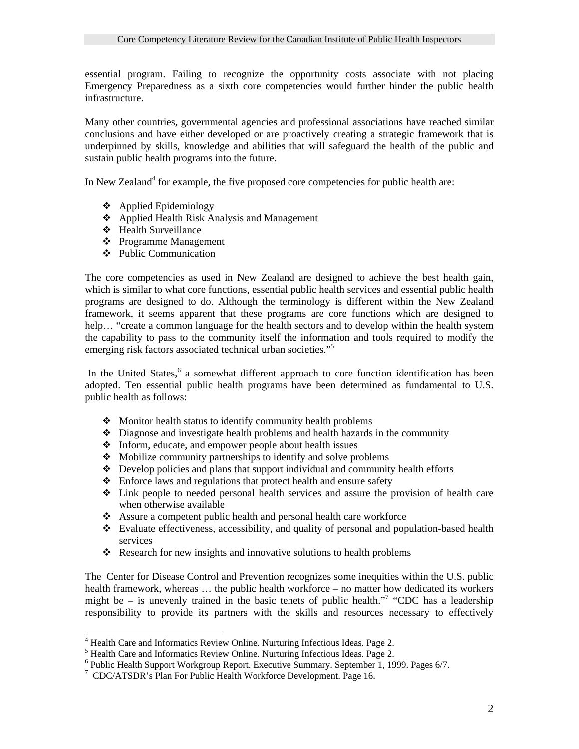essential program. Failing to recognize the opportunity costs associate with not placing Emergency Preparedness as a sixth core competencies would further hinder the public health infrastructure.

Many other countries, governmental agencies and professional associations have reached similar conclusions and have either developed or are proactively creating a strategic framework that is underpinned by skills, knowledge and abilities that will safeguard the health of the public and sustain public health programs into the future.

In New Zealand[4] for example, the five proposed core competencies for public health are:

- Applied Epidemiology
- Applied Health Risk Analysis and Management
- Health Surveillance
- Programme Management
- Public Communication

The core competencies as used in New Zealand are designed to achieve the best health gain, which is similar to what core functions, essential public health services and essential public health programs are designed to do. Although the terminology is different within the New Zealand framework, it seems apparent that these programs are core functions which are designed to help… "create a common language for the health sectors and to develop within the health system the capability to pass to the community itself the information and tools required to modify the emerging risk factors associated technical urban societies."[5]

In the United States,[6] a somewhat different approach to core function identification has been adopted. Ten essential public health programs have been determined as fundamental to U.S. public health as follows:

- Monitor health status to identify community health problems
- Diagnose and investigate health problems and health hazards in the community
- Inform, educate, and empower people about health issues
- Mobilize community partnerships to identify and solve problems
- Develop policies and plans that support individual and community health efforts
- Enforce laws and regulations that protect health and ensure safety
- Link people to needed personal health services and assure the provision of health care when otherwise available
- Assure a competent public health and personal health care workforce
- Evaluate effectiveness, accessibility, and quality of personal and population-based health services
- Research for new insights and innovative solutions to health problems

The Center for Disease Control and Prevention recognizes some inequities within the U.S. public health framework, whereas … the public health workforce – no matter how dedicated its workers might be – is unevenly trained in the basic tenets of public health."[7] "CDC has a leadership responsibility to provide its partners with the skills and resources necessary to effectively

---

[4] Health Care and Informatics Review Online. Nurturing Infectious Ideas. Page 2.
[5] Health Care and Informatics Review Online. Nurturing Infectious Ideas. Page 2.
[6] Public Health Support Workgroup Report. Executive Summary. September 1, 1999. Pages 6/7.
[7] CDC/ATSDR's Plan For Public Health Workforce Development. Page 16.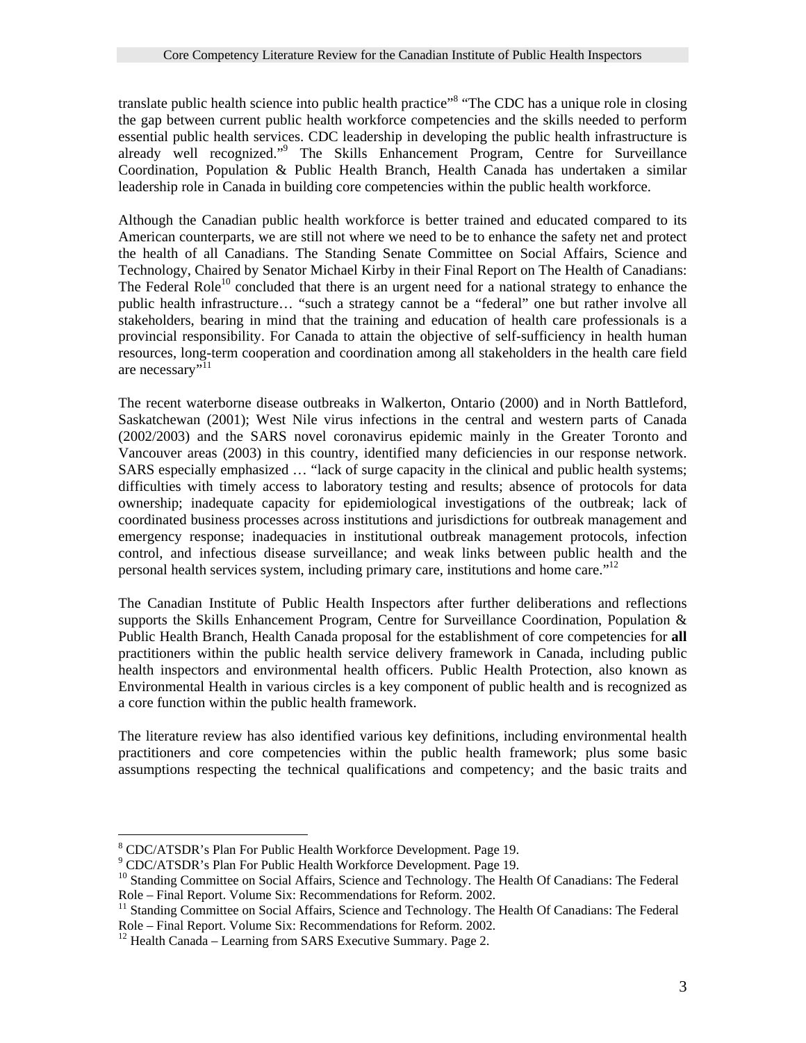translate public health science into public health practice"[8] "The CDC has a unique role in closing the gap between current public health workforce competencies and the skills needed to perform essential public health services. CDC leadership in developing the public health infrastructure is already well recognized."[9] The Skills Enhancement Program, Centre for Surveillance Coordination, Population & Public Health Branch, Health Canada has undertaken a similar leadership role in Canada in building core competencies within the public health workforce.

Although the Canadian public health workforce is better trained and educated compared to its American counterparts, we are still not where we need to be to enhance the safety net and protect the health of all Canadians. The Standing Senate Committee on Social Affairs, Science and Technology, Chaired by Senator Michael Kirby in their Final Report on The Health of Canadians: The Federal Role[10] concluded that there is an urgent need for a national strategy to enhance the public health infrastructure… "such a strategy cannot be a "federal" one but rather involve all stakeholders, bearing in mind that the training and education of health care professionals is a provincial responsibility. For Canada to attain the objective of self-sufficiency in health human resources, long-term cooperation and coordination among all stakeholders in the health care field are necessary"[11]

The recent waterborne disease outbreaks in Walkerton, Ontario (2000) and in North Battleford, Saskatchewan (2001); West Nile virus infections in the central and western parts of Canada (2002/2003) and the SARS novel coronavirus epidemic mainly in the Greater Toronto and Vancouver areas (2003) in this country, identified many deficiencies in our response network. SARS especially emphasized … "lack of surge capacity in the clinical and public health systems; difficulties with timely access to laboratory testing and results; absence of protocols for data ownership; inadequate capacity for epidemiological investigations of the outbreak; lack of coordinated business processes across institutions and jurisdictions for outbreak management and emergency response; inadequacies in institutional outbreak management protocols, infection control, and infectious disease surveillance; and weak links between public health and the personal health services system, including primary care, institutions and home care."[12]

The Canadian Institute of Public Health Inspectors after further deliberations and reflections supports the Skills Enhancement Program, Centre for Surveillance Coordination, Population & Public Health Branch, Health Canada proposal for the establishment of core competencies for **all** practitioners within the public health service delivery framework in Canada, including public health inspectors and environmental health officers. Public Health Protection, also known as Environmental Health in various circles is a key component of public health and is recognized as a core function within the public health framework.

The literature review has also identified various key definitions, including environmental health practitioners and core competencies within the public health framework; plus some basic assumptions respecting the technical qualifications and competency; and the basic traits and

---

[8] CDC/ATSDR's Plan For Public Health Workforce Development. Page 19.

[9] CDC/ATSDR's Plan For Public Health Workforce Development. Page 19.

[10] Standing Committee on Social Affairs, Science and Technology. The Health Of Canadians: The Federal Role – Final Report. Volume Six: Recommendations for Reform. 2002.

[11] Standing Committee on Social Affairs, Science and Technology. The Health Of Canadians: The Federal Role – Final Report. Volume Six: Recommendations for Reform. 2002.

[12] Health Canada – Learning from SARS Executive Summary. Page 2.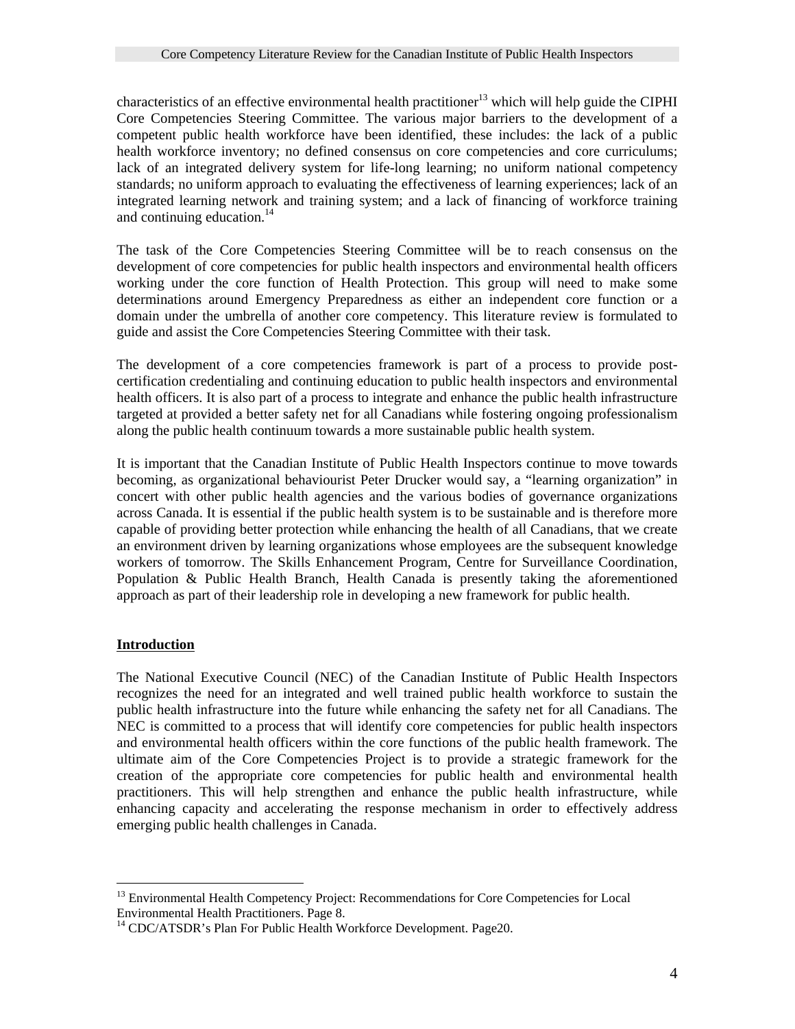characteristics of an effective environmental health practitioner[13] which will help guide the CIPHI Core Competencies Steering Committee. The various major barriers to the development of a competent public health workforce have been identified, these includes: the lack of a public health workforce inventory; no defined consensus on core competencies and core curriculums; lack of an integrated delivery system for life-long learning; no uniform national competency standards; no uniform approach to evaluating the effectiveness of learning experiences; lack of an integrated learning network and training system; and a lack of financing of workforce training and continuing education.[14]

The task of the Core Competencies Steering Committee will be to reach consensus on the development of core competencies for public health inspectors and environmental health officers working under the core function of Health Protection. This group will need to make some determinations around Emergency Preparedness as either an independent core function or a domain under the umbrella of another core competency. This literature review is formulated to guide and assist the Core Competencies Steering Committee with their task.

The development of a core competencies framework is part of a process to provide post-certification credentialing and continuing education to public health inspectors and environmental health officers. It is also part of a process to integrate and enhance the public health infrastructure targeted at provided a better safety net for all Canadians while fostering ongoing professionalism along the public health continuum towards a more sustainable public health system.

It is important that the Canadian Institute of Public Health Inspectors continue to move towards becoming, as organizational behaviourist Peter Drucker would say, a "learning organization" in concert with other public health agencies and the various bodies of governance organizations across Canada. It is essential if the public health system is to be sustainable and is therefore more capable of providing better protection while enhancing the health of all Canadians, that we create an environment driven by learning organizations whose employees are the subsequent knowledge workers of tomorrow. The Skills Enhancement Program, Centre for Surveillance Coordination, Population & Public Health Branch, Health Canada is presently taking the aforementioned approach as part of their leadership role in developing a new framework for public health.

## Introduction

The National Executive Council (NEC) of the Canadian Institute of Public Health Inspectors recognizes the need for an integrated and well trained public health workforce to sustain the public health infrastructure into the future while enhancing the safety net for all Canadians. The NEC is committed to a process that will identify core competencies for public health inspectors and environmental health officers within the core functions of the public health framework. The ultimate aim of the Core Competencies Project is to provide a strategic framework for the creation of the appropriate core competencies for public health and environmental health practitioners. This will help strengthen and enhance the public health infrastructure, while enhancing capacity and accelerating the response mechanism in order to effectively address emerging public health challenges in Canada.

---

[13] Environmental Health Competency Project: Recommendations for Core Competencies for Local Environmental Health Practitioners. Page 8.

[14] CDC/ATSDR's Plan For Public Health Workforce Development. Page20.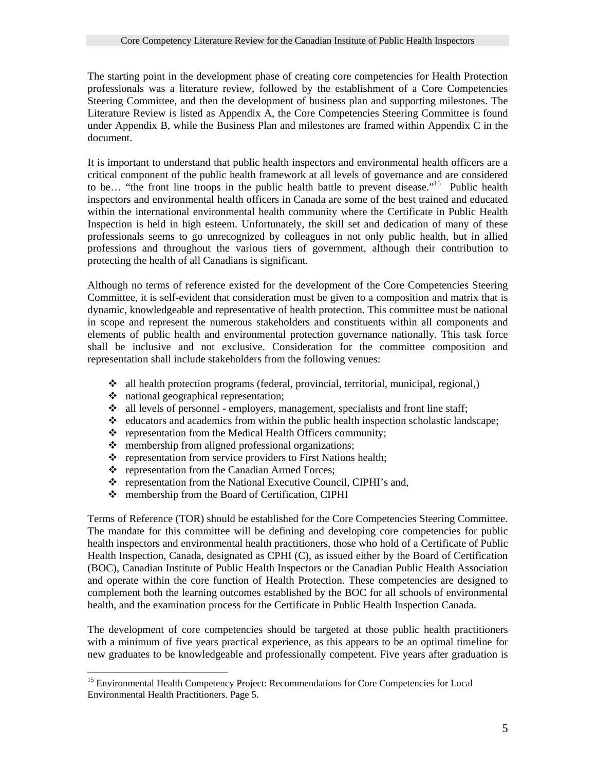The starting point in the development phase of creating core competencies for Health Protection professionals was a literature review, followed by the establishment of a Core Competencies Steering Committee, and then the development of business plan and supporting milestones. The Literature Review is listed as Appendix A, the Core Competencies Steering Committee is found under Appendix B, while the Business Plan and milestones are framed within Appendix C in the document.

It is important to understand that public health inspectors and environmental health officers are a critical component of the public health framework at all levels of governance and are considered to be… "the front line troops in the public health battle to prevent disease."[15] Public health inspectors and environmental health officers in Canada are some of the best trained and educated within the international environmental health community where the Certificate in Public Health Inspection is held in high esteem. Unfortunately, the skill set and dedication of many of these professionals seems to go unrecognized by colleagues in not only public health, but in allied professions and throughout the various tiers of government, although their contribution to protecting the health of all Canadians is significant.

Although no terms of reference existed for the development of the Core Competencies Steering Committee, it is self-evident that consideration must be given to a composition and matrix that is dynamic, knowledgeable and representative of health protection. This committee must be national in scope and represent the numerous stakeholders and constituents within all components and elements of public health and environmental protection governance nationally. This task force shall be inclusive and not exclusive. Consideration for the committee composition and representation shall include stakeholders from the following venues:

- all health protection programs (federal, provincial, territorial, municipal, regional,)
- national geographical representation;
- all levels of personnel - employers, management, specialists and front line staff;
- educators and academics from within the public health inspection scholastic landscape;
- representation from the Medical Health Officers community;
- membership from aligned professional organizations;
- representation from service providers to First Nations health;
- representation from the Canadian Armed Forces;
- representation from the National Executive Council, CIPHI's and,
- membership from the Board of Certification, CIPHI

Terms of Reference (TOR) should be established for the Core Competencies Steering Committee. The mandate for this committee will be defining and developing core competencies for public health inspectors and environmental health practitioners, those who hold of a Certificate of Public Health Inspection, Canada, designated as CPHI (C), as issued either by the Board of Certification (BOC), Canadian Institute of Public Health Inspectors or the Canadian Public Health Association and operate within the core function of Health Protection. These competencies are designed to complement both the learning outcomes established by the BOC for all schools of environmental health, and the examination process for the Certificate in Public Health Inspection Canada.

The development of core competencies should be targeted at those public health practitioners with a minimum of five years practical experience, as this appears to be an optimal timeline for new graduates to be knowledgeable and professionally competent. Five years after graduation is

[15] Environmental Health Competency Project: Recommendations for Core Competencies for Local Environmental Health Practitioners. Page 5.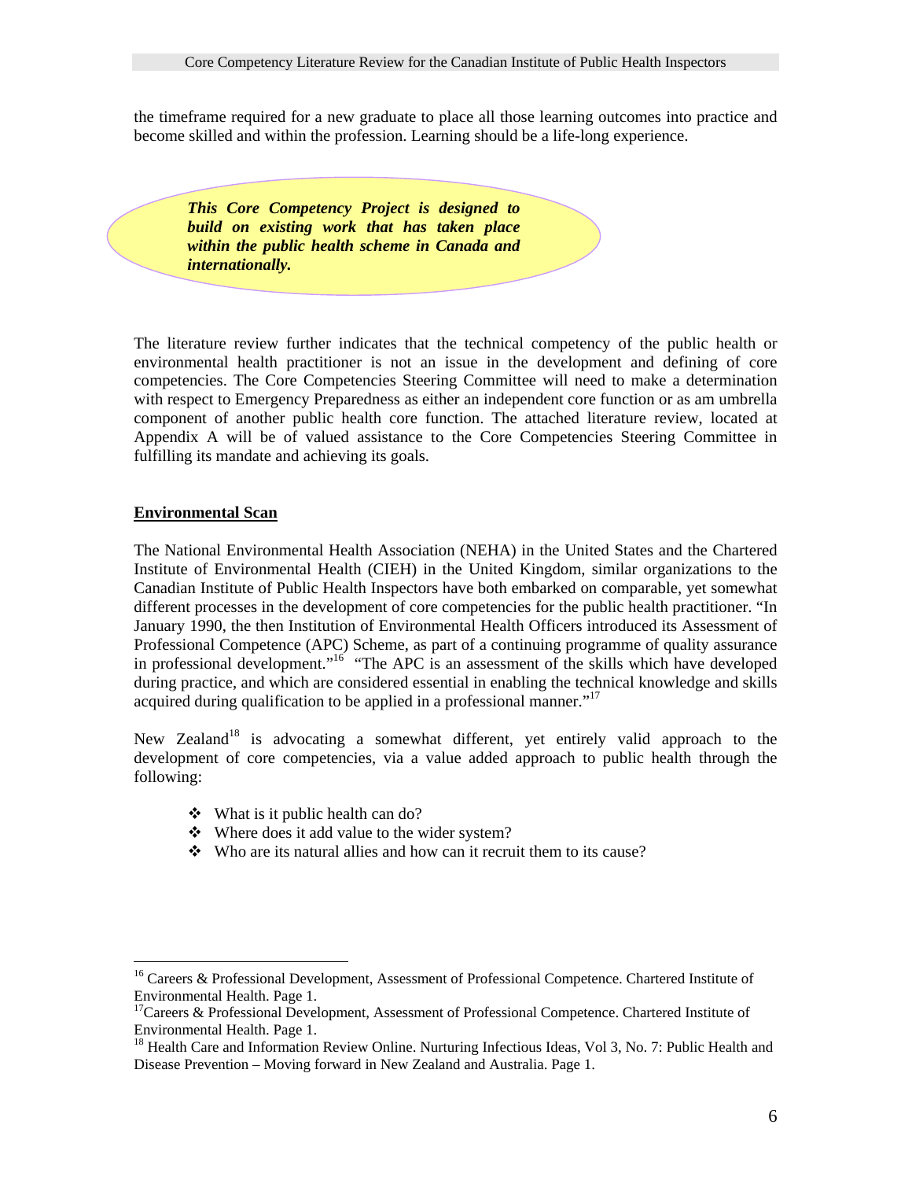the timeframe required for a new graduate to place all those learning outcomes into practice and become skilled and within the profession. Learning should be a life-long experience.

***This Core Competency Project is designed to build on existing work that has taken place within the public health scheme in Canada and internationally.***

The literature review further indicates that the technical competency of the public health or environmental health practitioner is not an issue in the development and defining of core competencies. The Core Competencies Steering Committee will need to make a determination with respect to Emergency Preparedness as either an independent core function or as am umbrella component of another public health core function. The attached literature review, located at Appendix A will be of valued assistance to the Core Competencies Steering Committee in fulfilling its mandate and achieving its goals.

## Environmental Scan

The National Environmental Health Association (NEHA) in the United States and the Chartered Institute of Environmental Health (CIEH) in the United Kingdom, similar organizations to the Canadian Institute of Public Health Inspectors have both embarked on comparable, yet somewhat different processes in the development of core competencies for the public health practitioner. "In January 1990, the then Institution of Environmental Health Officers introduced its Assessment of Professional Competence (APC) Scheme, as part of a continuing programme of quality assurance in professional development."[16] "The APC is an assessment of the skills which have developed during practice, and which are considered essential in enabling the technical knowledge and skills acquired during qualification to be applied in a professional manner."[17]

New Zealand[18] is advocating a somewhat different, yet entirely valid approach to the development of core competencies, via a value added approach to public health through the following:

- What is it public health can do?
- Where does it add value to the wider system?
- Who are its natural allies and how can it recruit them to its cause?

---

[16] Careers & Professional Development, Assessment of Professional Competence. Chartered Institute of Environmental Health. Page 1.

[17] Careers & Professional Development, Assessment of Professional Competence. Chartered Institute of Environmental Health. Page 1.

[18] Health Care and Information Review Online. Nurturing Infectious Ideas, Vol 3, No. 7: Public Health and Disease Prevention – Moving forward in New Zealand and Australia. Page 1.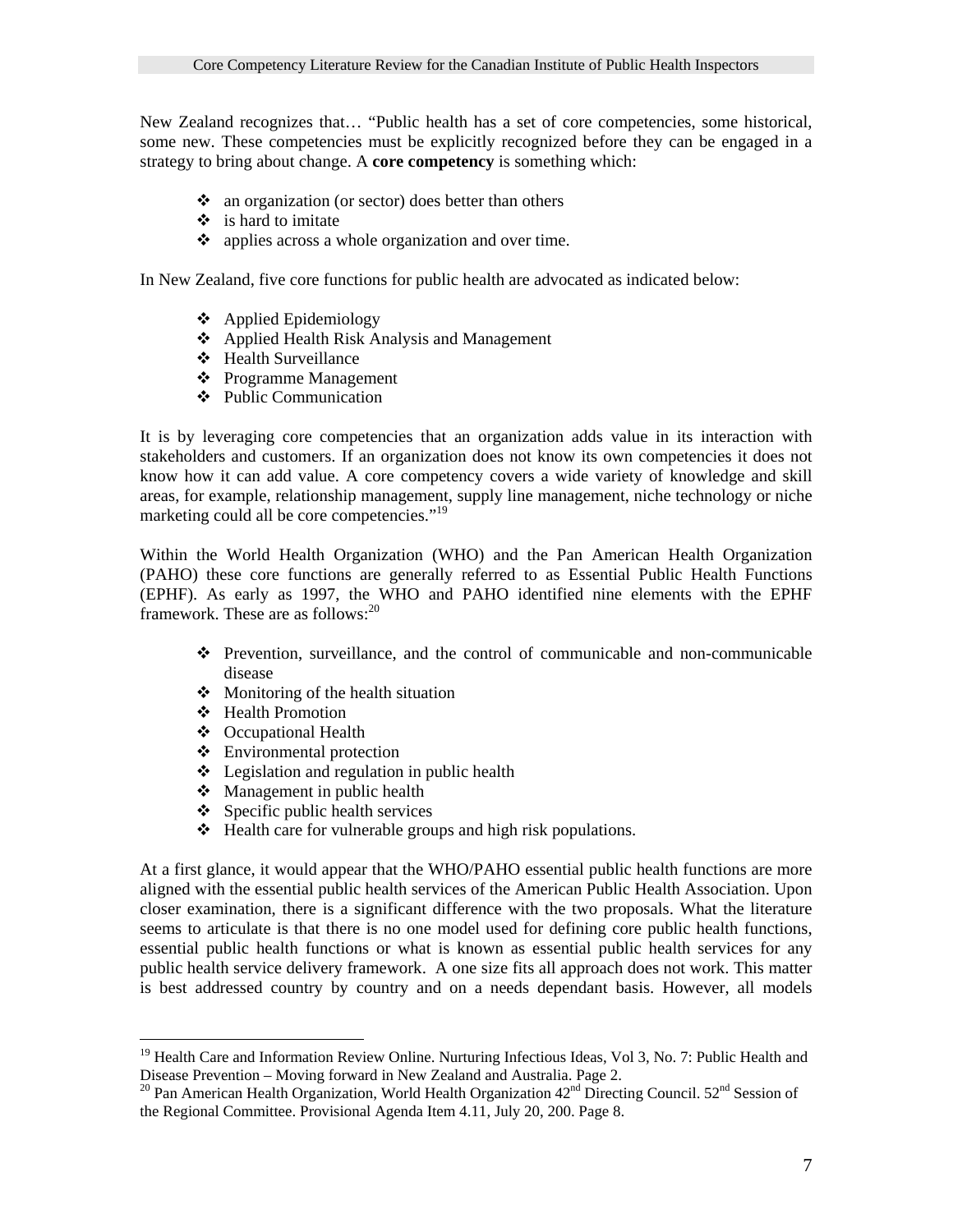New Zealand recognizes that… "Public health has a set of core competencies, some historical, some new. These competencies must be explicitly recognized before they can be engaged in a strategy to bring about change. A **core competency** is something which:

- an organization (or sector) does better than others
- is hard to imitate
- applies across a whole organization and over time.

In New Zealand, five core functions for public health are advocated as indicated below:

- Applied Epidemiology
- Applied Health Risk Analysis and Management
- Health Surveillance
- Programme Management
- Public Communication

It is by leveraging core competencies that an organization adds value in its interaction with stakeholders and customers. If an organization does not know its own competencies it does not know how it can add value. A core competency covers a wide variety of knowledge and skill areas, for example, relationship management, supply line management, niche technology or niche marketing could all be core competencies."[19]

Within the World Health Organization (WHO) and the Pan American Health Organization (PAHO) these core functions are generally referred to as Essential Public Health Functions (EPHF). As early as 1997, the WHO and PAHO identified nine elements with the EPHF framework. These are as follows:[20]

- Prevention, surveillance, and the control of communicable and non-communicable disease
- Monitoring of the health situation
- Health Promotion
- Occupational Health
- Environmental protection
- Legislation and regulation in public health
- Management in public health
- Specific public health services
- Health care for vulnerable groups and high risk populations.

At a first glance, it would appear that the WHO/PAHO essential public health functions are more aligned with the essential public health services of the American Public Health Association. Upon closer examination, there is a significant difference with the two proposals. What the literature seems to articulate is that there is no one model used for defining core public health functions, essential public health functions or what is known as essential public health services for any public health service delivery framework. A one size fits all approach does not work. This matter is best addressed country by country and on a needs dependant basis. However, all models

---

[19] Health Care and Information Review Online. Nurturing Infectious Ideas, Vol 3, No. 7: Public Health and Disease Prevention – Moving forward in New Zealand and Australia. Page 2.

[20] Pan American Health Organization, World Health Organization 42nd Directing Council. 52nd Session of the Regional Committee. Provisional Agenda Item 4.11, July 20, 200. Page 8.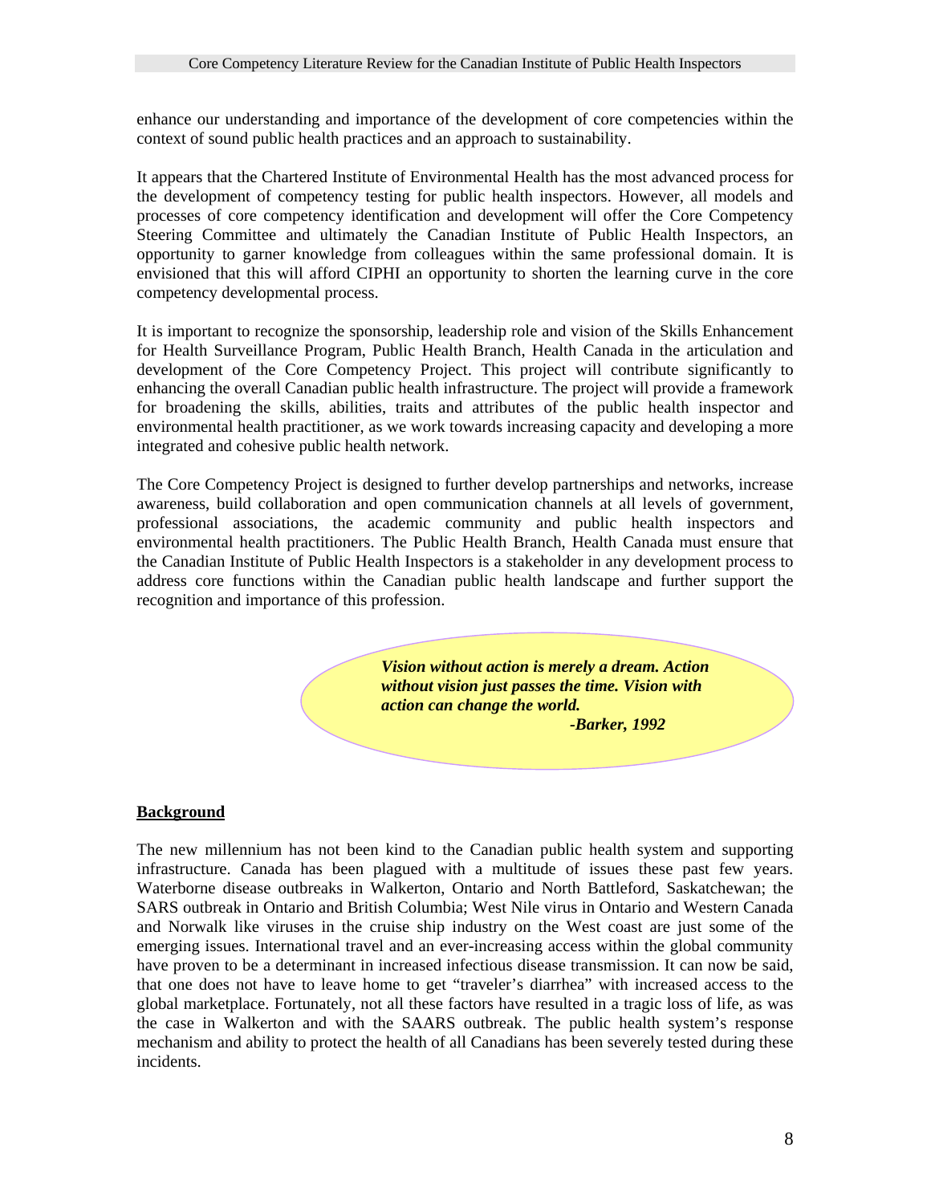enhance our understanding and importance of the development of core competencies within the context of sound public health practices and an approach to sustainability.

It appears that the Chartered Institute of Environmental Health has the most advanced process for the development of competency testing for public health inspectors. However, all models and processes of core competency identification and development will offer the Core Competency Steering Committee and ultimately the Canadian Institute of Public Health Inspectors, an opportunity to garner knowledge from colleagues within the same professional domain. It is envisioned that this will afford CIPHI an opportunity to shorten the learning curve in the core competency developmental process.

It is important to recognize the sponsorship, leadership role and vision of the Skills Enhancement for Health Surveillance Program, Public Health Branch, Health Canada in the articulation and development of the Core Competency Project. This project will contribute significantly to enhancing the overall Canadian public health infrastructure. The project will provide a framework for broadening the skills, abilities, traits and attributes of the public health inspector and environmental health practitioner, as we work towards increasing capacity and developing a more integrated and cohesive public health network.

The Core Competency Project is designed to further develop partnerships and networks, increase awareness, build collaboration and open communication channels at all levels of government, professional associations, the academic community and public health inspectors and environmental health practitioners. The Public Health Branch, Health Canada must ensure that the Canadian Institute of Public Health Inspectors is a stakeholder in any development process to address core functions within the Canadian public health landscape and further support the recognition and importance of this profession.

> ***Vision without action is merely a dream. Action without vision just passes the time. Vision with action can change the world.***
> ***-Barker, 1992***

## Background

The new millennium has not been kind to the Canadian public health system and supporting infrastructure. Canada has been plagued with a multitude of issues these past few years. Waterborne disease outbreaks in Walkerton, Ontario and North Battleford, Saskatchewan; the SARS outbreak in Ontario and British Columbia; West Nile virus in Ontario and Western Canada and Norwalk like viruses in the cruise ship industry on the West coast are just some of the emerging issues. International travel and an ever-increasing access within the global community have proven to be a determinant in increased infectious disease transmission. It can now be said, that one does not have to leave home to get "traveler's diarrhea" with increased access to the global marketplace. Fortunately, not all these factors have resulted in a tragic loss of life, as was the case in Walkerton and with the SAARS outbreak. The public health system's response mechanism and ability to protect the health of all Canadians has been severely tested during these incidents.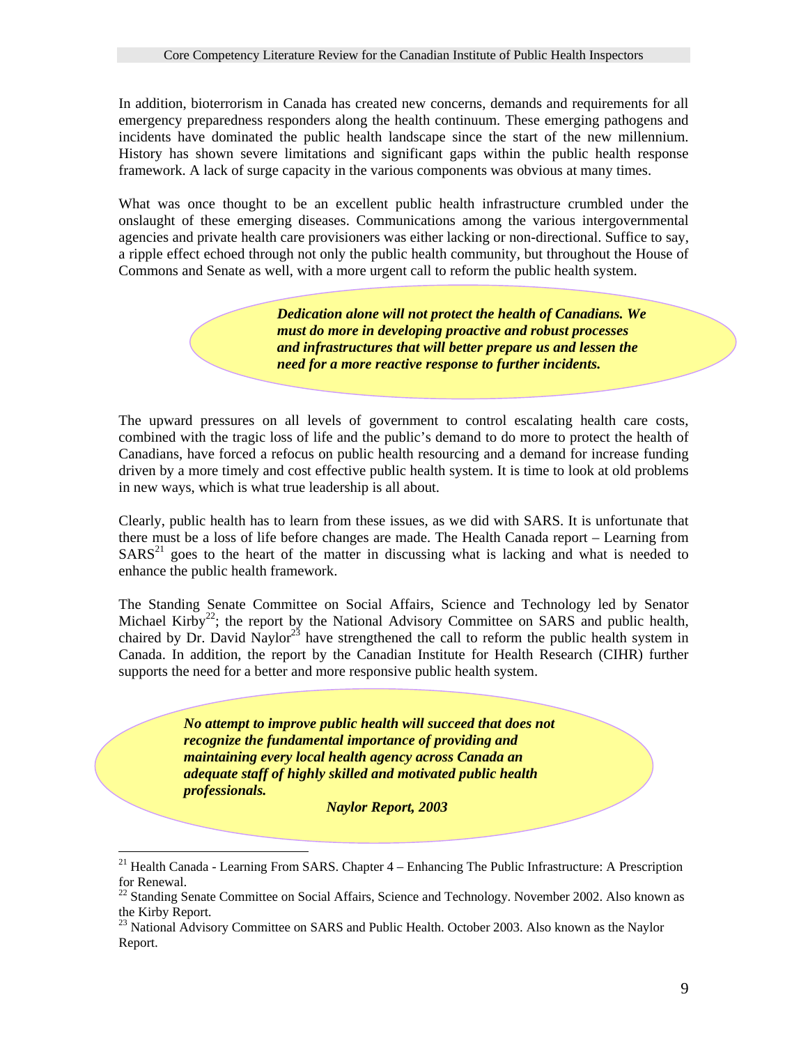In addition, bioterrorism in Canada has created new concerns, demands and requirements for all emergency preparedness responders along the health continuum. These emerging pathogens and incidents have dominated the public health landscape since the start of the new millennium. History has shown severe limitations and significant gaps within the public health response framework. A lack of surge capacity in the various components was obvious at many times.

What was once thought to be an excellent public health infrastructure crumbled under the onslaught of these emerging diseases. Communications among the various intergovernmental agencies and private health care provisioners was either lacking or non-directional. Suffice to say, a ripple effect echoed through not only the public health community, but throughout the House of Commons and Senate as well, with a more urgent call to reform the public health system.

> ***Dedication alone will not protect the health of Canadians. We must do more in developing proactive and robust processes and infrastructures that will better prepare us and lessen the need for a more reactive response to further incidents.***

The upward pressures on all levels of government to control escalating health care costs, combined with the tragic loss of life and the public's demand to do more to protect the health of Canadians, have forced a refocus on public health resourcing and a demand for increase funding driven by a more timely and cost effective public health system. It is time to look at old problems in new ways, which is what true leadership is all about.

Clearly, public health has to learn from these issues, as we did with SARS. It is unfortunate that there must be a loss of life before changes are made. The Health Canada report – Learning from SARS[21] goes to the heart of the matter in discussing what is lacking and what is needed to enhance the public health framework.

The Standing Senate Committee on Social Affairs, Science and Technology led by Senator Michael Kirby[22]; the report by the National Advisory Committee on SARS and public health, chaired by Dr. David Naylor[23] have strengthened the call to reform the public health system in Canada. In addition, the report by the Canadian Institute for Health Research (CIHR) further supports the need for a better and more responsive public health system.

> ***No attempt to improve public health will succeed that does not recognize the fundamental importance of providing and maintaining every local health agency across Canada an adequate staff of highly skilled and motivated public health professionals.***
>
> ***Naylor Report, 2003***

---

[21] Health Canada - Learning From SARS. Chapter 4 – Enhancing The Public Infrastructure: A Prescription for Renewal.

[22] Standing Senate Committee on Social Affairs, Science and Technology. November 2002. Also known as the Kirby Report.

[23] National Advisory Committee on SARS and Public Health. October 2003. Also known as the Naylor Report.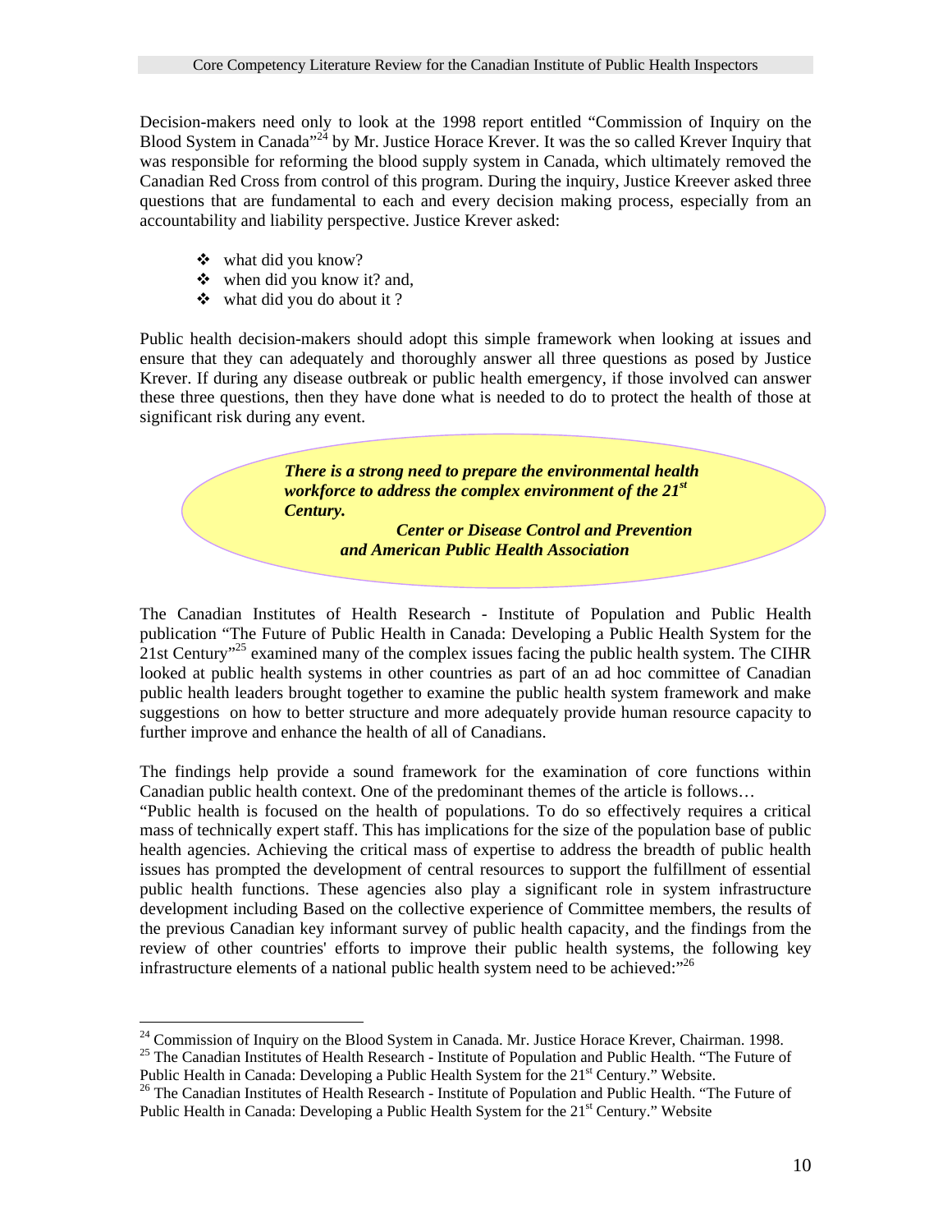Decision-makers need only to look at the 1998 report entitled "Commission of Inquiry on the Blood System in Canada"[24] by Mr. Justice Horace Krever. It was the so called Krever Inquiry that was responsible for reforming the blood supply system in Canada, which ultimately removed the Canadian Red Cross from control of this program. During the inquiry, Justice Kreever asked three questions that are fundamental to each and every decision making process, especially from an accountability and liability perspective. Justice Krever asked:

- what did you know?
- when did you know it? and,
- what did you do about it ?

Public health decision-makers should adopt this simple framework when looking at issues and ensure that they can adequately and thoroughly answer all three questions as posed by Justice Krever. If during any disease outbreak or public health emergency, if those involved can answer these three questions, then they have done what is needed to do to protect the health of those at significant risk during any event.

> ***There is a strong need to prepare the environmental health workforce to address the complex environment of the 21st Century.***
>
> ***Center or Disease Control and Prevention and American Public Health Association***

The Canadian Institutes of Health Research - Institute of Population and Public Health publication "The Future of Public Health in Canada: Developing a Public Health System for the 21st Century"[25] examined many of the complex issues facing the public health system. The CIHR looked at public health systems in other countries as part of an ad hoc committee of Canadian public health leaders brought together to examine the public health system framework and make suggestions on how to better structure and more adequately provide human resource capacity to further improve and enhance the health of all of Canadians.

The findings help provide a sound framework for the examination of core functions within Canadian public health context. One of the predominant themes of the article is follows…
"Public health is focused on the health of populations. To do so effectively requires a critical mass of technically expert staff. This has implications for the size of the population base of public health agencies. Achieving the critical mass of expertise to address the breadth of public health issues has prompted the development of central resources to support the fulfillment of essential public health functions. These agencies also play a significant role in system infrastructure development including Based on the collective experience of Committee members, the results of the previous Canadian key informant survey of public health capacity, and the findings from the review of other countries' efforts to improve their public health systems, the following key infrastructure elements of a national public health system need to be achieved:"[26]

---

[24] Commission of Inquiry on the Blood System in Canada. Mr. Justice Horace Krever, Chairman. 1998.

[25] The Canadian Institutes of Health Research - Institute of Population and Public Health. "The Future of Public Health in Canada: Developing a Public Health System for the 21st Century." Website.

[26] The Canadian Institutes of Health Research - Institute of Population and Public Health. "The Future of Public Health in Canada: Developing a Public Health System for the 21st Century." Website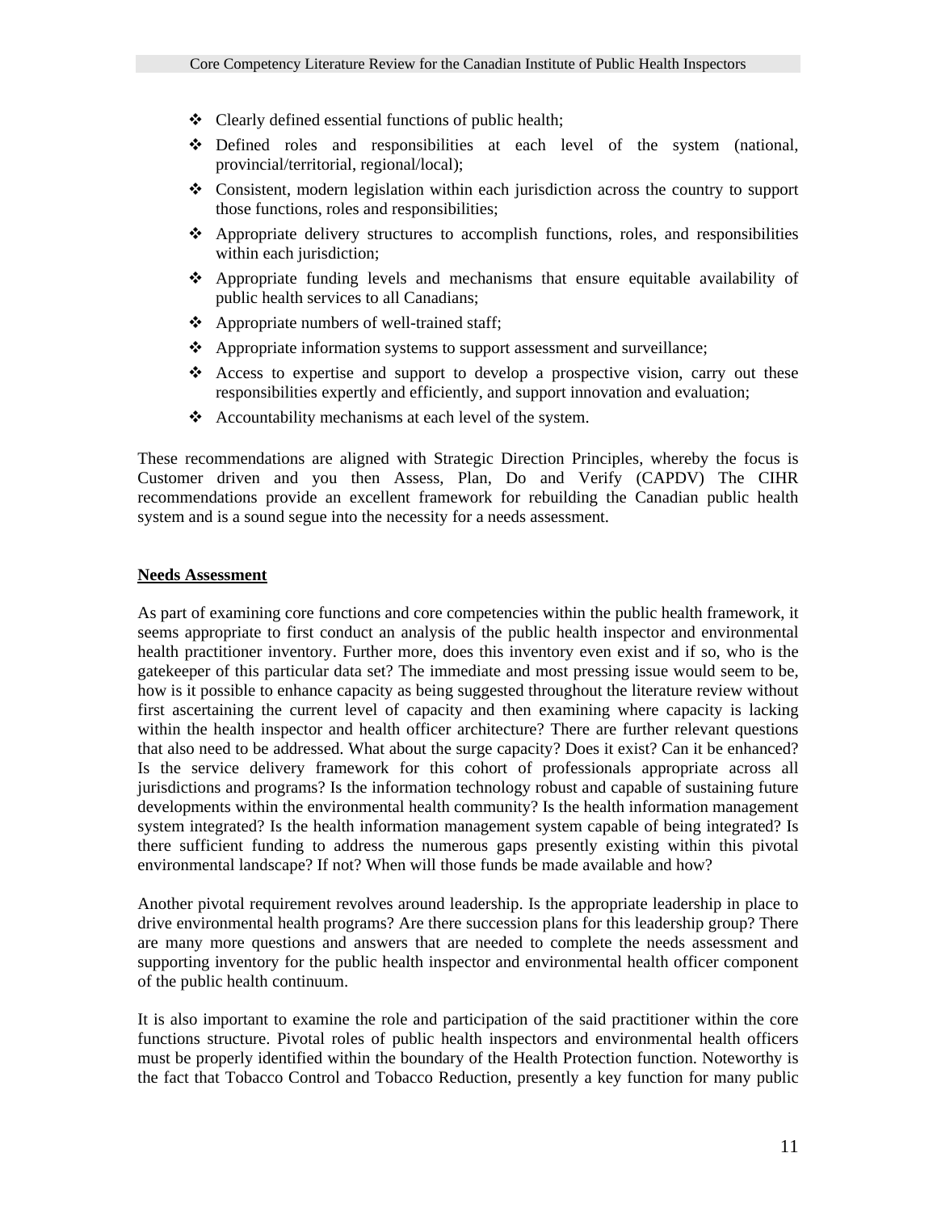- Clearly defined essential functions of public health;
- Defined roles and responsibilities at each level of the system (national, provincial/territorial, regional/local);
- Consistent, modern legislation within each jurisdiction across the country to support those functions, roles and responsibilities;
- Appropriate delivery structures to accomplish functions, roles, and responsibilities within each jurisdiction;
- Appropriate funding levels and mechanisms that ensure equitable availability of public health services to all Canadians;
- Appropriate numbers of well-trained staff;
- Appropriate information systems to support assessment and surveillance;
- Access to expertise and support to develop a prospective vision, carry out these responsibilities expertly and efficiently, and support innovation and evaluation;
- Accountability mechanisms at each level of the system.

These recommendations are aligned with Strategic Direction Principles, whereby the focus is Customer driven and you then Assess, Plan, Do and Verify (CAPDV) The CIHR recommendations provide an excellent framework for rebuilding the Canadian public health system and is a sound segue into the necessity for a needs assessment.

## Needs Assessment

As part of examining core functions and core competencies within the public health framework, it seems appropriate to first conduct an analysis of the public health inspector and environmental health practitioner inventory. Further more, does this inventory even exist and if so, who is the gatekeeper of this particular data set? The immediate and most pressing issue would seem to be, how is it possible to enhance capacity as being suggested throughout the literature review without first ascertaining the current level of capacity and then examining where capacity is lacking within the health inspector and health officer architecture? There are further relevant questions that also need to be addressed. What about the surge capacity? Does it exist? Can it be enhanced? Is the service delivery framework for this cohort of professionals appropriate across all jurisdictions and programs? Is the information technology robust and capable of sustaining future developments within the environmental health community? Is the health information management system integrated? Is the health information management system capable of being integrated? Is there sufficient funding to address the numerous gaps presently existing within this pivotal environmental landscape? If not? When will those funds be made available and how?

Another pivotal requirement revolves around leadership. Is the appropriate leadership in place to drive environmental health programs? Are there succession plans for this leadership group? There are many more questions and answers that are needed to complete the needs assessment and supporting inventory for the public health inspector and environmental health officer component of the public health continuum.

It is also important to examine the role and participation of the said practitioner within the core functions structure. Pivotal roles of public health inspectors and environmental health officers must be properly identified within the boundary of the Health Protection function. Noteworthy is the fact that Tobacco Control and Tobacco Reduction, presently a key function for many public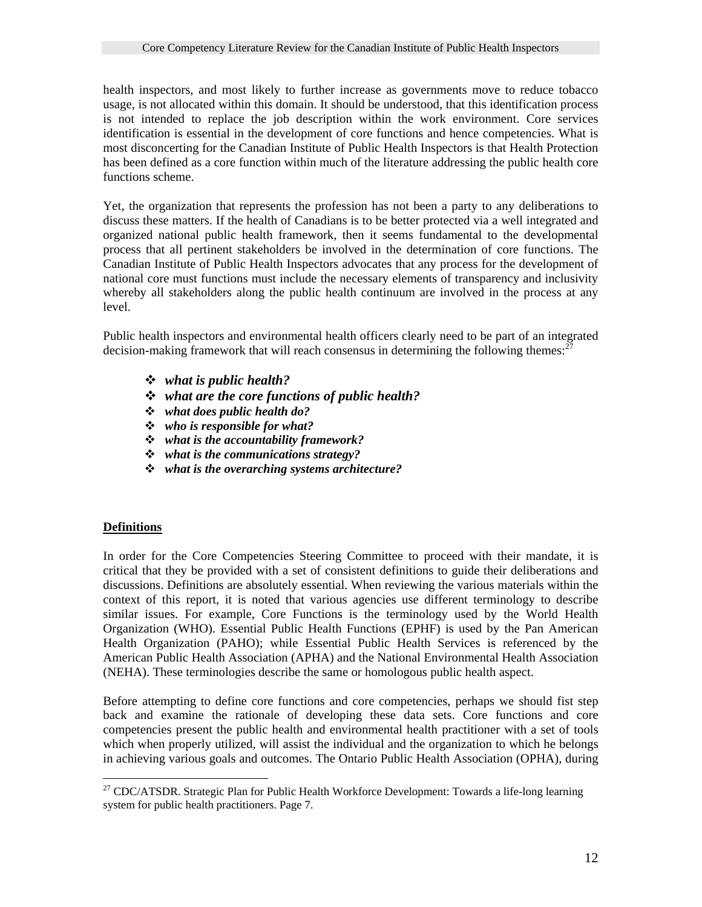health inspectors, and most likely to further increase as governments move to reduce tobacco usage, is not allocated within this domain. It should be understood, that this identification process is not intended to replace the job description within the work environment. Core services identification is essential in the development of core functions and hence competencies. What is most disconcerting for the Canadian Institute of Public Health Inspectors is that Health Protection has been defined as a core function within much of the literature addressing the public health core functions scheme.

Yet, the organization that represents the profession has not been a party to any deliberations to discuss these matters. If the health of Canadians is to be better protected via a well integrated and organized national public health framework, then it seems fundamental to the developmental process that all pertinent stakeholders be involved in the determination of core functions. The Canadian Institute of Public Health Inspectors advocates that any process for the development of national core must functions must include the necessary elements of transparency and inclusivity whereby all stakeholders along the public health continuum are involved in the process at any level.

Public health inspectors and environmental health officers clearly need to be part of an integrated decision-making framework that will reach consensus in determining the following themes:[27]

- ***what is public health?***
- ***what are the core functions of public health?***
- ***what does public health do?***
- ***who is responsible for what?***
- ***what is the accountability framework?***
- ***what is the communications strategy?***
- ***what is the overarching systems architecture?***

## Definitions

In order for the Core Competencies Steering Committee to proceed with their mandate, it is critical that they be provided with a set of consistent definitions to guide their deliberations and discussions. Definitions are absolutely essential. When reviewing the various materials within the context of this report, it is noted that various agencies use different terminology to describe similar issues. For example, Core Functions is the terminology used by the World Health Organization (WHO). Essential Public Health Functions (EPHF) is used by the Pan American Health Organization (PAHO); while Essential Public Health Services is referenced by the American Public Health Association (APHA) and the National Environmental Health Association (NEHA). These terminologies describe the same or homologous public health aspect.

Before attempting to define core functions and core competencies, perhaps we should fist step back and examine the rationale of developing these data sets. Core functions and core competencies present the public health and environmental health practitioner with a set of tools which when properly utilized, will assist the individual and the organization to which he belongs in achieving various goals and outcomes. The Ontario Public Health Association (OPHA), during

---

[27] CDC/ATSDR. Strategic Plan for Public Health Workforce Development: Towards a life-long learning system for public health practitioners. Page 7.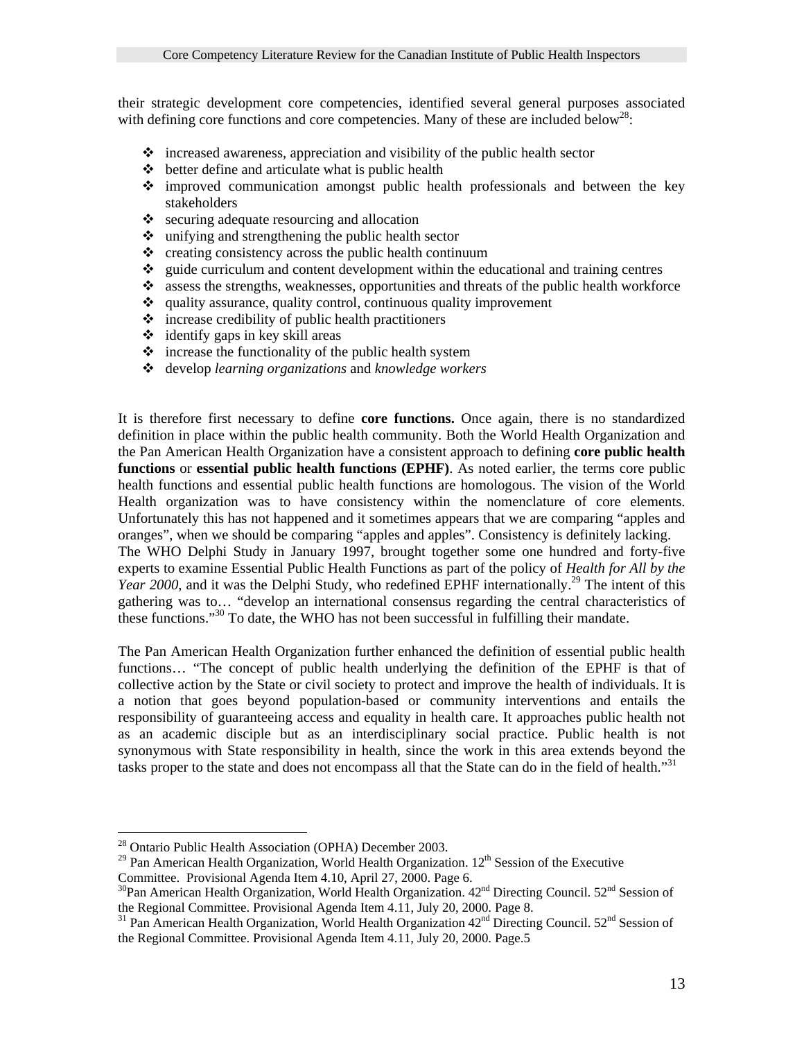their strategic development core competencies, identified several general purposes associated with defining core functions and core competencies. Many of these are included below[28]:

- increased awareness, appreciation and visibility of the public health sector
- better define and articulate what is public health
- improved communication amongst public health professionals and between the key stakeholders
- securing adequate resourcing and allocation
- unifying and strengthening the public health sector
- creating consistency across the public health continuum
- guide curriculum and content development within the educational and training centres
- assess the strengths, weaknesses, opportunities and threats of the public health workforce
- quality assurance, quality control, continuous quality improvement
- increase credibility of public health practitioners
- identify gaps in key skill areas
- increase the functionality of the public health system
- develop *learning organizations* and *knowledge workers*

It is therefore first necessary to define **core functions.** Once again, there is no standardized definition in place within the public health community. Both the World Health Organization and the Pan American Health Organization have a consistent approach to defining **core public health functions** or **essential public health functions (EPHF)**. As noted earlier, the terms core public health functions and essential public health functions are homologous. The vision of the World Health organization was to have consistency within the nomenclature of core elements. Unfortunately this has not happened and it sometimes appears that we are comparing "apples and oranges", when we should be comparing "apples and apples". Consistency is definitely lacking.
The WHO Delphi Study in January 1997, brought together some one hundred and forty-five experts to examine Essential Public Health Functions as part of the policy of *Health for All by the Year 2000*, and it was the Delphi Study, who redefined EPHF internationally.[29] The intent of this gathering was to… "develop an international consensus regarding the central characteristics of these functions."[30] To date, the WHO has not been successful in fulfilling their mandate.

The Pan American Health Organization further enhanced the definition of essential public health functions… "The concept of public health underlying the definition of the EPHF is that of collective action by the State or civil society to protect and improve the health of individuals. It is a notion that goes beyond population-based or community interventions and entails the responsibility of guaranteeing access and equality in health care. It approaches public health not as an academic disciple but as an interdisciplinary social practice. Public health is not synonymous with State responsibility in health, since the work in this area extends beyond the tasks proper to the state and does not encompass all that the State can do in the field of health."[31]

---

[28] Ontario Public Health Association (OPHA) December 2003.
[29] Pan American Health Organization, World Health Organization. 12th Session of the Executive Committee. Provisional Agenda Item 4.10, April 27, 2000. Page 6.
[30] Pan American Health Organization, World Health Organization. 42nd Directing Council. 52nd Session of the Regional Committee. Provisional Agenda Item 4.11, July 20, 2000. Page 8.
[31] Pan American Health Organization, World Health Organization 42nd Directing Council. 52nd Session of the Regional Committee. Provisional Agenda Item 4.11, July 20, 2000. Page.5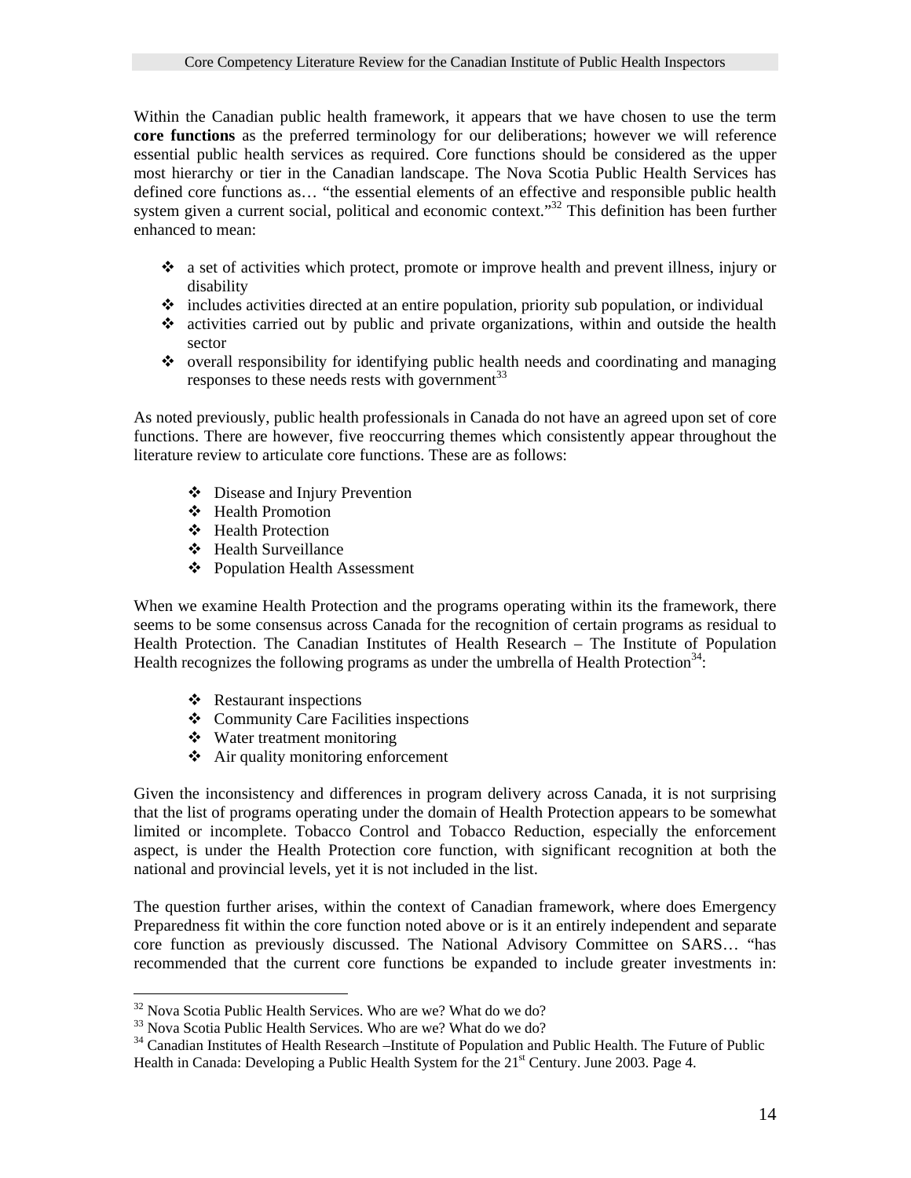Within the Canadian public health framework, it appears that we have chosen to use the term **core functions** as the preferred terminology for our deliberations; however we will reference essential public health services as required. Core functions should be considered as the upper most hierarchy or tier in the Canadian landscape. The Nova Scotia Public Health Services has defined core functions as… "the essential elements of an effective and responsible public health system given a current social, political and economic context."[32] This definition has been further enhanced to mean:

- a set of activities which protect, promote or improve health and prevent illness, injury or disability
- includes activities directed at an entire population, priority sub population, or individual
- activities carried out by public and private organizations, within and outside the health sector
- overall responsibility for identifying public health needs and coordinating and managing responses to these needs rests with government[33]

As noted previously, public health professionals in Canada do not have an agreed upon set of core functions. There are however, five reoccurring themes which consistently appear throughout the literature review to articulate core functions. These are as follows:

- Disease and Injury Prevention
- Health Promotion
- Health Protection
- Health Surveillance
- Population Health Assessment

When we examine Health Protection and the programs operating within its the framework, there seems to be some consensus across Canada for the recognition of certain programs as residual to Health Protection. The Canadian Institutes of Health Research – The Institute of Population Health recognizes the following programs as under the umbrella of Health Protection[34]:

- Restaurant inspections
- Community Care Facilities inspections
- Water treatment monitoring
- Air quality monitoring enforcement

Given the inconsistency and differences in program delivery across Canada, it is not surprising that the list of programs operating under the domain of Health Protection appears to be somewhat limited or incomplete. Tobacco Control and Tobacco Reduction, especially the enforcement aspect, is under the Health Protection core function, with significant recognition at both the national and provincial levels, yet it is not included in the list.

The question further arises, within the context of Canadian framework, where does Emergency Preparedness fit within the core function noted above or is it an entirely independent and separate core function as previously discussed. The National Advisory Committee on SARS… "has recommended that the current core functions be expanded to include greater investments in:

---

[32] Nova Scotia Public Health Services. Who are we? What do we do?

[33] Nova Scotia Public Health Services. Who are we? What do we do?

[34] Canadian Institutes of Health Research –Institute of Population and Public Health. The Future of Public Health in Canada: Developing a Public Health System for the 21st Century. June 2003. Page 4.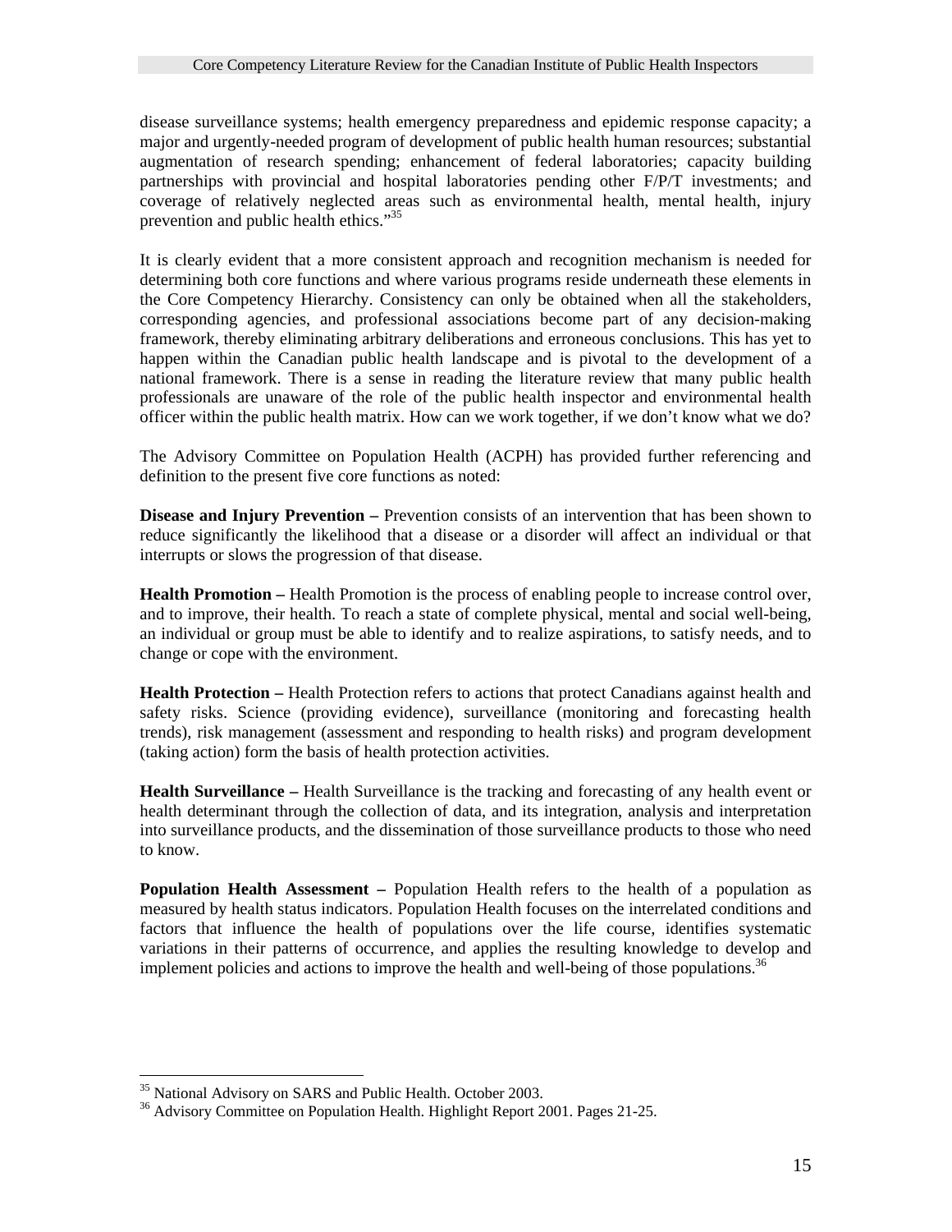disease surveillance systems; health emergency preparedness and epidemic response capacity; a major and urgently-needed program of development of public health human resources; substantial augmentation of research spending; enhancement of federal laboratories; capacity building partnerships with provincial and hospital laboratories pending other F/P/T investments; and coverage of relatively neglected areas such as environmental health, mental health, injury prevention and public health ethics."[35]

It is clearly evident that a more consistent approach and recognition mechanism is needed for determining both core functions and where various programs reside underneath these elements in the Core Competency Hierarchy. Consistency can only be obtained when all the stakeholders, corresponding agencies, and professional associations become part of any decision-making framework, thereby eliminating arbitrary deliberations and erroneous conclusions. This has yet to happen within the Canadian public health landscape and is pivotal to the development of a national framework. There is a sense in reading the literature review that many public health professionals are unaware of the role of the public health inspector and environmental health officer within the public health matrix. How can we work together, if we don't know what we do?

The Advisory Committee on Population Health (ACPH) has provided further referencing and definition to the present five core functions as noted:

**Disease and Injury Prevention –** Prevention consists of an intervention that has been shown to reduce significantly the likelihood that a disease or a disorder will affect an individual or that interrupts or slows the progression of that disease.

**Health Promotion –** Health Promotion is the process of enabling people to increase control over, and to improve, their health. To reach a state of complete physical, mental and social well-being, an individual or group must be able to identify and to realize aspirations, to satisfy needs, and to change or cope with the environment.

**Health Protection –** Health Protection refers to actions that protect Canadians against health and safety risks. Science (providing evidence), surveillance (monitoring and forecasting health trends), risk management (assessment and responding to health risks) and program development (taking action) form the basis of health protection activities.

**Health Surveillance –** Health Surveillance is the tracking and forecasting of any health event or health determinant through the collection of data, and its integration, analysis and interpretation into surveillance products, and the dissemination of those surveillance products to those who need to know.

**Population Health Assessment –** Population Health refers to the health of a population as measured by health status indicators. Population Health focuses on the interrelated conditions and factors that influence the health of populations over the life course, identifies systematic variations in their patterns of occurrence, and applies the resulting knowledge to develop and implement policies and actions to improve the health and well-being of those populations.[36]

---

[35] National Advisory on SARS and Public Health. October 2003.

[36] Advisory Committee on Population Health. Highlight Report 2001. Pages 21-25.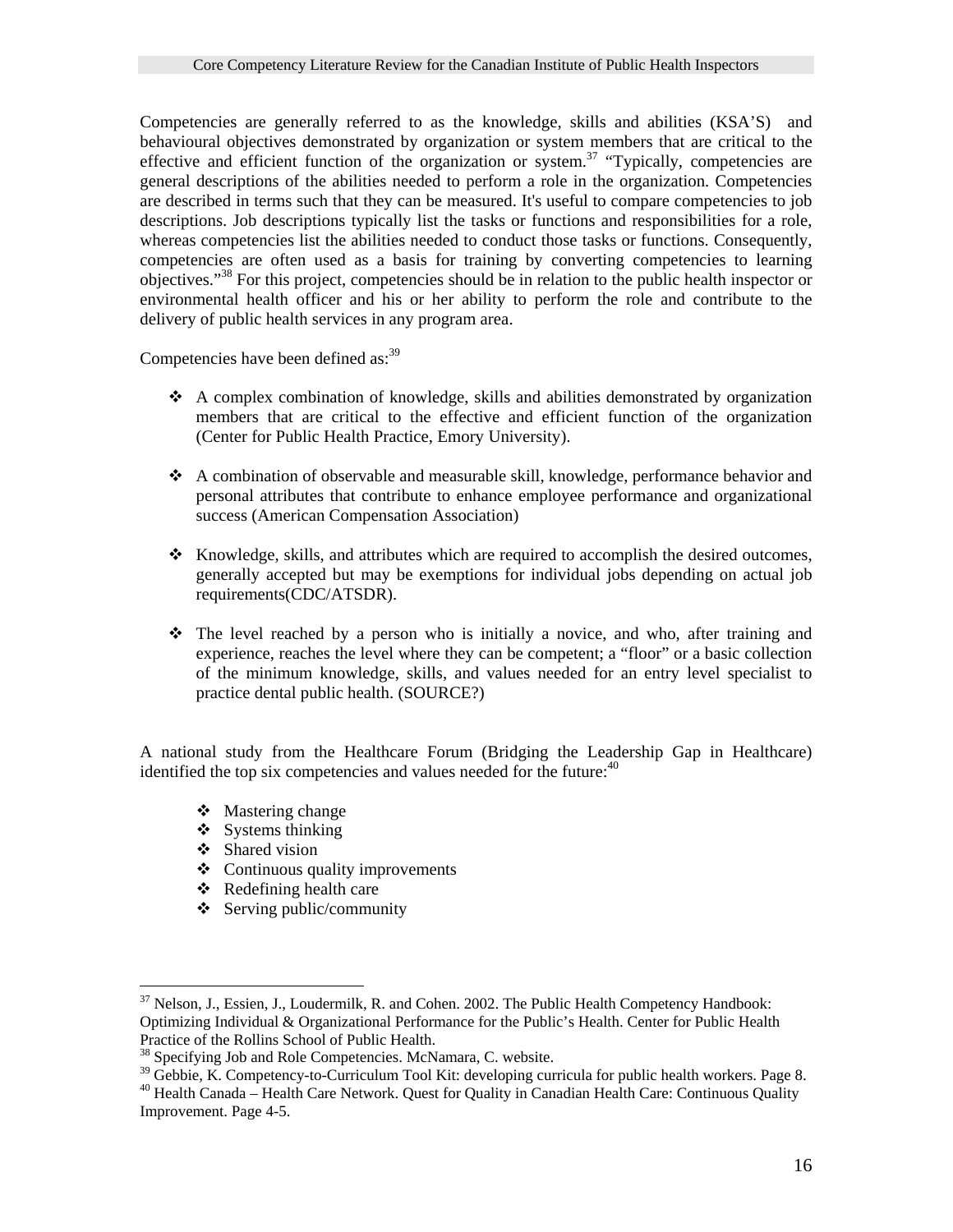Competencies are generally referred to as the knowledge, skills and abilities (KSA'S) and behavioural objectives demonstrated by organization or system members that are critical to the effective and efficient function of the organization or system.[37] "Typically, competencies are general descriptions of the abilities needed to perform a role in the organization. Competencies are described in terms such that they can be measured. It's useful to compare competencies to job descriptions. Job descriptions typically list the tasks or functions and responsibilities for a role, whereas competencies list the abilities needed to conduct those tasks or functions. Consequently, competencies are often used as a basis for training by converting competencies to learning objectives."[38] For this project, competencies should be in relation to the public health inspector or environmental health officer and his or her ability to perform the role and contribute to the delivery of public health services in any program area.

Competencies have been defined as:[39]

- A complex combination of knowledge, skills and abilities demonstrated by organization members that are critical to the effective and efficient function of the organization (Center for Public Health Practice, Emory University).
- A combination of observable and measurable skill, knowledge, performance behavior and personal attributes that contribute to enhance employee performance and organizational success (American Compensation Association)
- Knowledge, skills, and attributes which are required to accomplish the desired outcomes, generally accepted but may be exemptions for individual jobs depending on actual job requirements(CDC/ATSDR).
- The level reached by a person who is initially a novice, and who, after training and experience, reaches the level where they can be competent; a "floor" or a basic collection of the minimum knowledge, skills, and values needed for an entry level specialist to practice dental public health. (SOURCE?)

A national study from the Healthcare Forum (Bridging the Leadership Gap in Healthcare) identified the top six competencies and values needed for the future:[40]

- Mastering change
- Systems thinking
- Shared vision
- Continuous quality improvements
- Redefining health care
- Serving public/community

---

[37] Nelson, J., Essien, J., Loudermilk, R. and Cohen. 2002. The Public Health Competency Handbook: Optimizing Individual & Organizational Performance for the Public's Health. Center for Public Health Practice of the Rollins School of Public Health.

[38] Specifying Job and Role Competencies. McNamara, C. website.

[39] Gebbie, K. Competency-to-Curriculum Tool Kit: developing curricula for public health workers. Page 8.

[40] Health Canada – Health Care Network. Quest for Quality in Canadian Health Care: Continuous Quality Improvement. Page 4-5.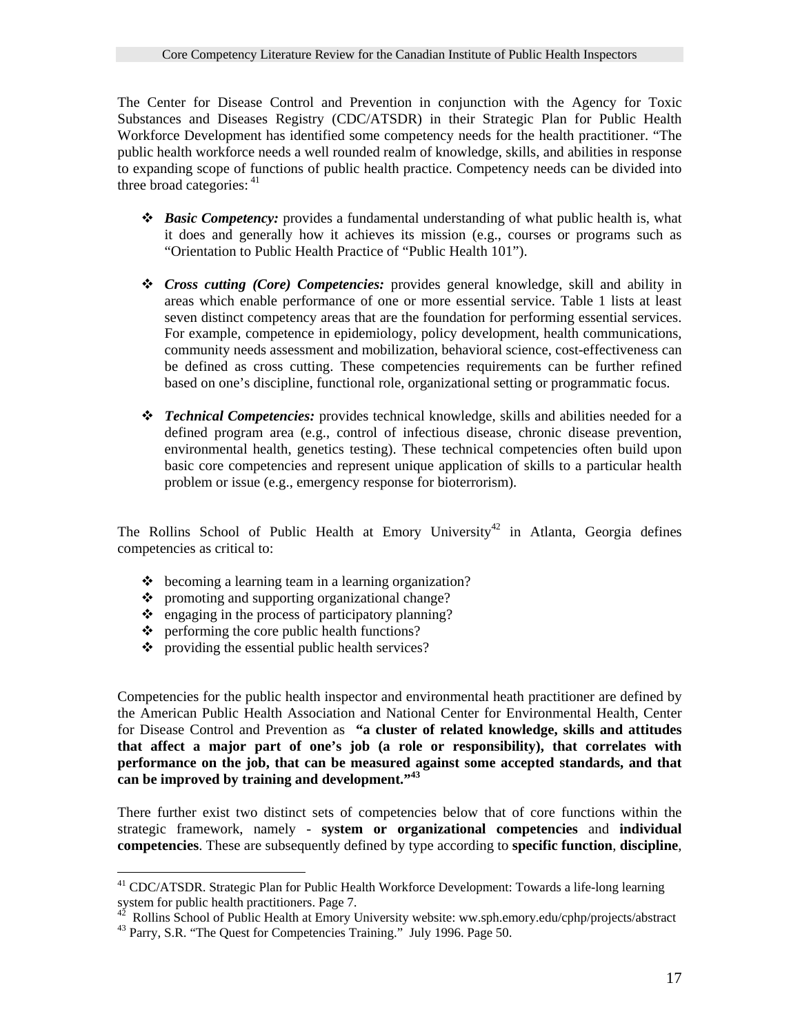The Center for Disease Control and Prevention in conjunction with the Agency for Toxic Substances and Diseases Registry (CDC/ATSDR) in their Strategic Plan for Public Health Workforce Development has identified some competency needs for the health practitioner. "The public health workforce needs a well rounded realm of knowledge, skills, and abilities in response to expanding scope of functions of public health practice. Competency needs can be divided into three broad categories: [41]

- ***Basic Competency:*** provides a fundamental understanding of what public health is, what it does and generally how it achieves its mission (e.g., courses or programs such as "Orientation to Public Health Practice of "Public Health 101").

- ***Cross cutting (Core) Competencies:*** provides general knowledge, skill and ability in areas which enable performance of one or more essential service. Table 1 lists at least seven distinct competency areas that are the foundation for performing essential services. For example, competence in epidemiology, policy development, health communications, community needs assessment and mobilization, behavioral science, cost-effectiveness can be defined as cross cutting. These competencies requirements can be further refined based on one's discipline, functional role, organizational setting or programmatic focus.

- ***Technical Competencies:*** provides technical knowledge, skills and abilities needed for a defined program area (e.g., control of infectious disease, chronic disease prevention, environmental health, genetics testing). These technical competencies often build upon basic core competencies and represent unique application of skills to a particular health problem or issue (e.g., emergency response for bioterrorism).

The Rollins School of Public Health at Emory University[42] in Atlanta, Georgia defines competencies as critical to:

- becoming a learning team in a learning organization?
- promoting and supporting organizational change?
- engaging in the process of participatory planning?
- performing the core public health functions?
- providing the essential public health services?

Competencies for the public health inspector and environmental heath practitioner are defined by the American Public Health Association and National Center for Environmental Health, Center for Disease Control and Prevention as **"a cluster of related knowledge, skills and attitudes that affect a major part of one's job (a role or responsibility), that correlates with performance on the job, that can be measured against some accepted standards, and that can be improved by training and development."[43]**

There further exist two distinct sets of competencies below that of core functions within the strategic framework, namely - **system or organizational competencies** and **individual competencies**. These are subsequently defined by type according to **specific function**, **discipline**,

---

[41] CDC/ATSDR. Strategic Plan for Public Health Workforce Development: Towards a life-long learning system for public health practitioners. Page 7.

[42] Rollins School of Public Health at Emory University website: ww.sph.emory.edu/cphp/projects/abstract

[43] Parry, S.R. "The Quest for Competencies Training." July 1996. Page 50.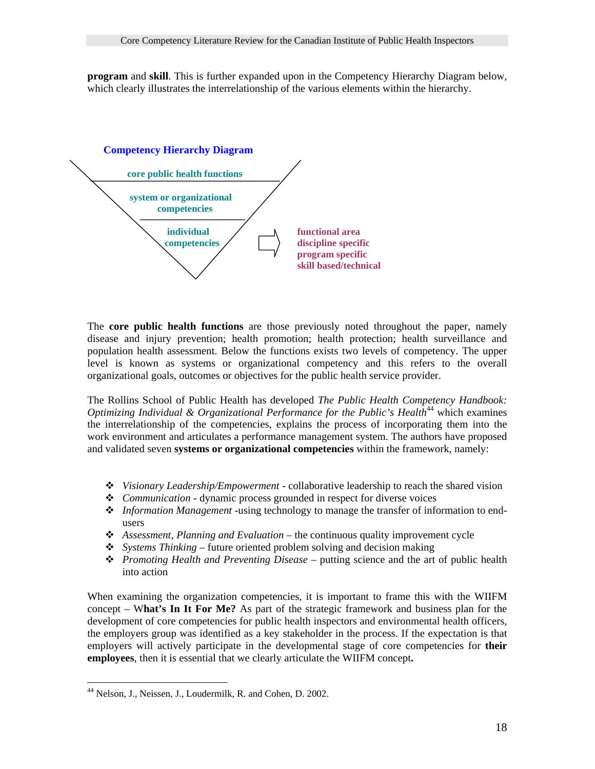**program** and **skill**. This is further expanded upon in the Competency Hierarchy Diagram below, which clearly illustrates the interrelationship of the various elements within the hierarchy.

**Competency Hierarchy Diagram**

core public health functions

system or organizational competencies

individual competencies

functional area
discipline specific
program specific
skill based/technical

The **core public health functions** are those previously noted throughout the paper, namely disease and injury prevention; health promotion; health protection; health surveillance and population health assessment. Below the functions exists two levels of competency. The upper level is known as systems or organizational competency and this refers to the overall organizational goals, outcomes or objectives for the public health service provider.

The Rollins School of Public Health has developed *The Public Health Competency Handbook: Optimizing Individual & Organizational Performance for the Public's Health*[44] which examines the interrelationship of the competencies, explains the process of incorporating them into the work environment and articulates a performance management system. The authors have proposed and validated seven **systems or organizational competencies** within the framework, namely:

- *Visionary Leadership/Empowerment* - collaborative leadership to reach the shared vision
- *Communication* - dynamic process grounded in respect for diverse voices
- *Information Management* -using technology to manage the transfer of information to end-users
- *Assessment, Planning and Evaluation* – the continuous quality improvement cycle
- *Systems Thinking* – future oriented problem solving and decision making
- *Promoting Health and Preventing Disease* – putting science and the art of public health into action

When examining the organization competencies, it is important to frame this with the WIIFM concept – W**hat's In It For Me?** As part of the strategic framework and business plan for the development of core competencies for public health inspectors and environmental health officers, the employers group was identified as a key stakeholder in the process. If the expectation is that employers will actively participate in the developmental stage of core competencies for **their employees**, then it is essential that we clearly articulate the WIIFM concept**.**

[44] Nelson, J., Neissen, J., Loudermilk, R. and Cohen, D. 2002.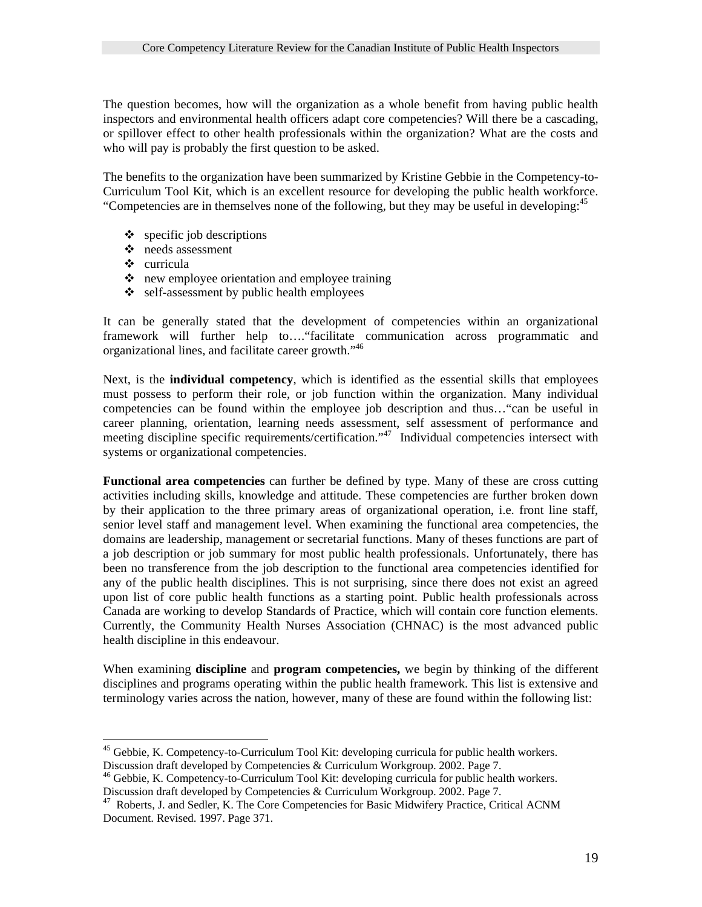The question becomes, how will the organization as a whole benefit from having public health inspectors and environmental health officers adapt core competencies? Will there be a cascading, or spillover effect to other health professionals within the organization? What are the costs and who will pay is probably the first question to be asked.

The benefits to the organization have been summarized by Kristine Gebbie in the Competency-to-Curriculum Tool Kit, which is an excellent resource for developing the public health workforce. "Competencies are in themselves none of the following, but they may be useful in developing:[45]

- specific job descriptions
- needs assessment
- curricula
- new employee orientation and employee training
- self-assessment by public health employees

It can be generally stated that the development of competencies within an organizational framework will further help to…."facilitate communication across programmatic and organizational lines, and facilitate career growth."[46]

Next, is the **individual competency**, which is identified as the essential skills that employees must possess to perform their role, or job function within the organization. Many individual competencies can be found within the employee job description and thus…"can be useful in career planning, orientation, learning needs assessment, self assessment of performance and meeting discipline specific requirements/certification."[47] Individual competencies intersect with systems or organizational competencies.

**Functional area competencies** can further be defined by type. Many of these are cross cutting activities including skills, knowledge and attitude. These competencies are further broken down by their application to the three primary areas of organizational operation, i.e. front line staff, senior level staff and management level. When examining the functional area competencies, the domains are leadership, management or secretarial functions. Many of theses functions are part of a job description or job summary for most public health professionals. Unfortunately, there has been no transference from the job description to the functional area competencies identified for any of the public health disciplines. This is not surprising, since there does not exist an agreed upon list of core public health functions as a starting point. Public health professionals across Canada are working to develop Standards of Practice, which will contain core function elements. Currently, the Community Health Nurses Association (CHNAC) is the most advanced public health discipline in this endeavour.

When examining **discipline** and **program competencies,** we begin by thinking of the different disciplines and programs operating within the public health framework. This list is extensive and terminology varies across the nation, however, many of these are found within the following list:

---

[45] Gebbie, K. Competency-to-Curriculum Tool Kit: developing curricula for public health workers. Discussion draft developed by Competencies & Curriculum Workgroup. 2002. Page 7.

[46] Gebbie, K. Competency-to-Curriculum Tool Kit: developing curricula for public health workers. Discussion draft developed by Competencies & Curriculum Workgroup. 2002. Page 7.

[47] Roberts, J. and Sedler, K. The Core Competencies for Basic Midwifery Practice, Critical ACNM Document. Revised. 1997. Page 371.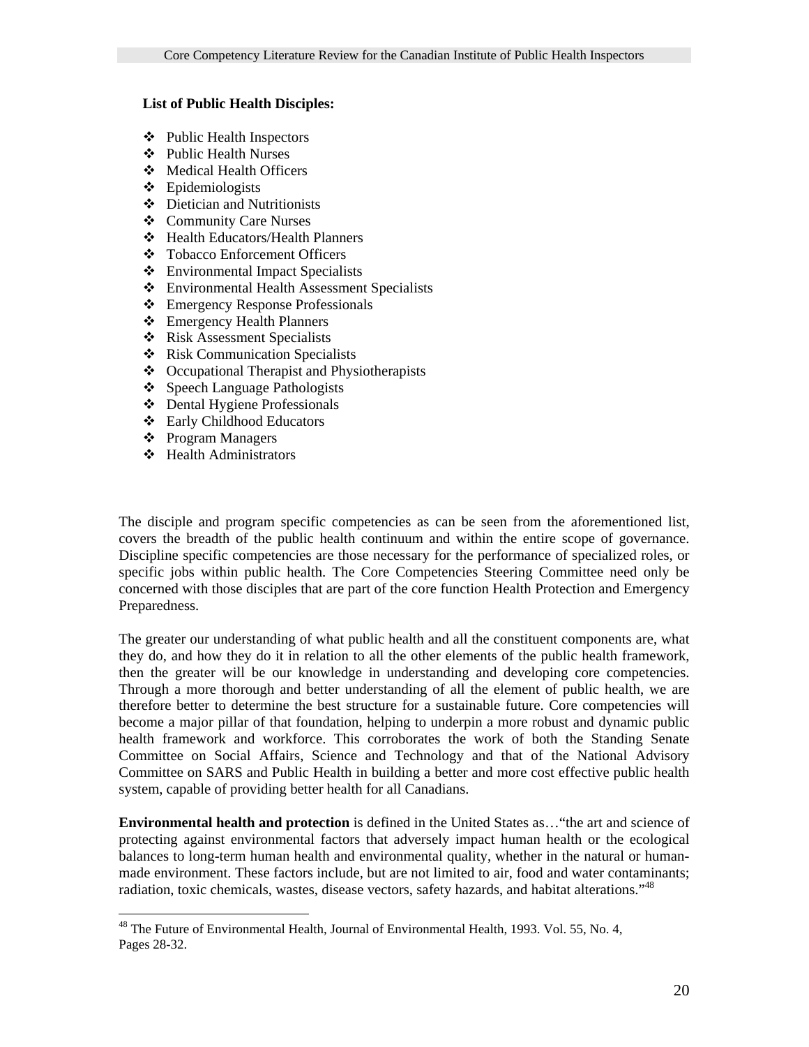**List of Public Health Disciples:**

- Public Health Inspectors
- Public Health Nurses
- Medical Health Officers
- Epidemiologists
- Dietician and Nutritionists
- Community Care Nurses
- Health Educators/Health Planners
- Tobacco Enforcement Officers
- Environmental Impact Specialists
- Environmental Health Assessment Specialists
- Emergency Response Professionals
- Emergency Health Planners
- Risk Assessment Specialists
- Risk Communication Specialists
- Occupational Therapist and Physiotherapists
- Speech Language Pathologists
- Dental Hygiene Professionals
- Early Childhood Educators
- Program Managers
- Health Administrators

The disciple and program specific competencies as can be seen from the aforementioned list, covers the breadth of the public health continuum and within the entire scope of governance. Discipline specific competencies are those necessary for the performance of specialized roles, or specific jobs within public health. The Core Competencies Steering Committee need only be concerned with those disciples that are part of the core function Health Protection and Emergency Preparedness.

The greater our understanding of what public health and all the constituent components are, what they do, and how they do it in relation to all the other elements of the public health framework, then the greater will be our knowledge in understanding and developing core competencies. Through a more thorough and better understanding of all the element of public health, we are therefore better to determine the best structure for a sustainable future. Core competencies will become a major pillar of that foundation, helping to underpin a more robust and dynamic public health framework and workforce. This corroborates the work of both the Standing Senate Committee on Social Affairs, Science and Technology and that of the National Advisory Committee on SARS and Public Health in building a better and more cost effective public health system, capable of providing better health for all Canadians.

**Environmental health and protection** is defined in the United States as…"the art and science of protecting against environmental factors that adversely impact human health or the ecological balances to long-term human health and environmental quality, whether in the natural or human-made environment. These factors include, but are not limited to air, food and water contaminants; radiation, toxic chemicals, wastes, disease vectors, safety hazards, and habitat alterations."[48]

---

[48] The Future of Environmental Health, Journal of Environmental Health, 1993. Vol. 55, No. 4, Pages 28-32.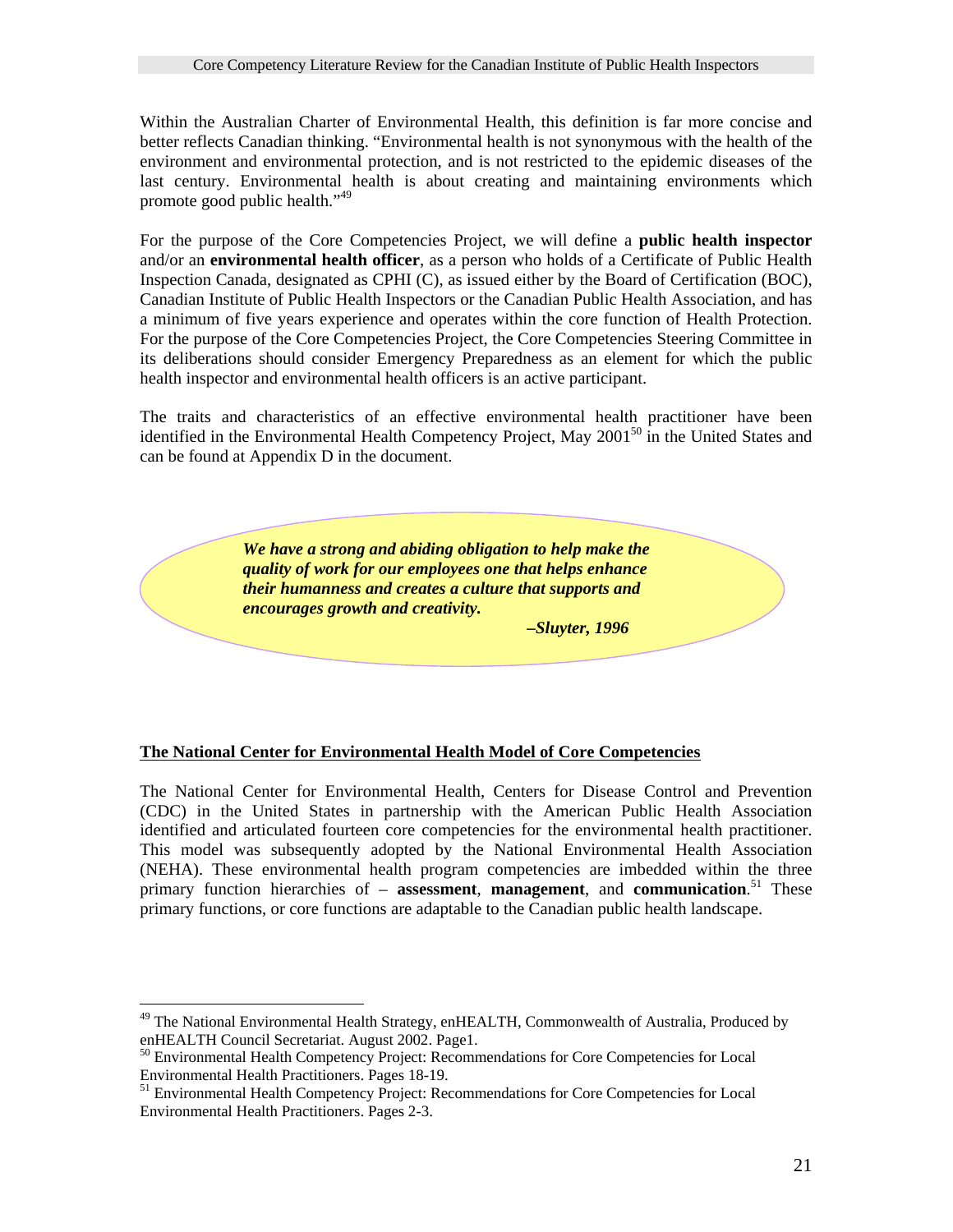Within the Australian Charter of Environmental Health, this definition is far more concise and better reflects Canadian thinking. "Environmental health is not synonymous with the health of the environment and environmental protection, and is not restricted to the epidemic diseases of the last century. Environmental health is about creating and maintaining environments which promote good public health."[49]

For the purpose of the Core Competencies Project, we will define a **public health inspector** and/or an **environmental health officer**, as a person who holds of a Certificate of Public Health Inspection Canada, designated as CPHI (C), as issued either by the Board of Certification (BOC), Canadian Institute of Public Health Inspectors or the Canadian Public Health Association, and has a minimum of five years experience and operates within the core function of Health Protection. For the purpose of the Core Competencies Project, the Core Competencies Steering Committee in its deliberations should consider Emergency Preparedness as an element for which the public health inspector and environmental health officers is an active participant.

The traits and characteristics of an effective environmental health practitioner have been identified in the Environmental Health Competency Project, May 2001[50] in the United States and can be found at Appendix D in the document.

> ***We have a strong and abiding obligation to help make the quality of work for our employees one that helps enhance their humanness and creates a culture that supports and encourages growth and creativity.***
>
> ***–Sluyter, 1996***

## The National Center for Environmental Health Model of Core Competencies

The National Center for Environmental Health, Centers for Disease Control and Prevention (CDC) in the United States in partnership with the American Public Health Association identified and articulated fourteen core competencies for the environmental health practitioner. This model was subsequently adopted by the National Environmental Health Association (NEHA). These environmental health program competencies are imbedded within the three primary function hierarchies of – **assessment**, **management**, and **communication**.[51] These primary functions, or core functions are adaptable to the Canadian public health landscape.

---

[49] The National Environmental Health Strategy, enHEALTH, Commonwealth of Australia, Produced by enHEALTH Council Secretariat. August 2002. Page1.

[50] Environmental Health Competency Project: Recommendations for Core Competencies for Local Environmental Health Practitioners. Pages 18-19.

[51] Environmental Health Competency Project: Recommendations for Core Competencies for Local Environmental Health Practitioners. Pages 2-3.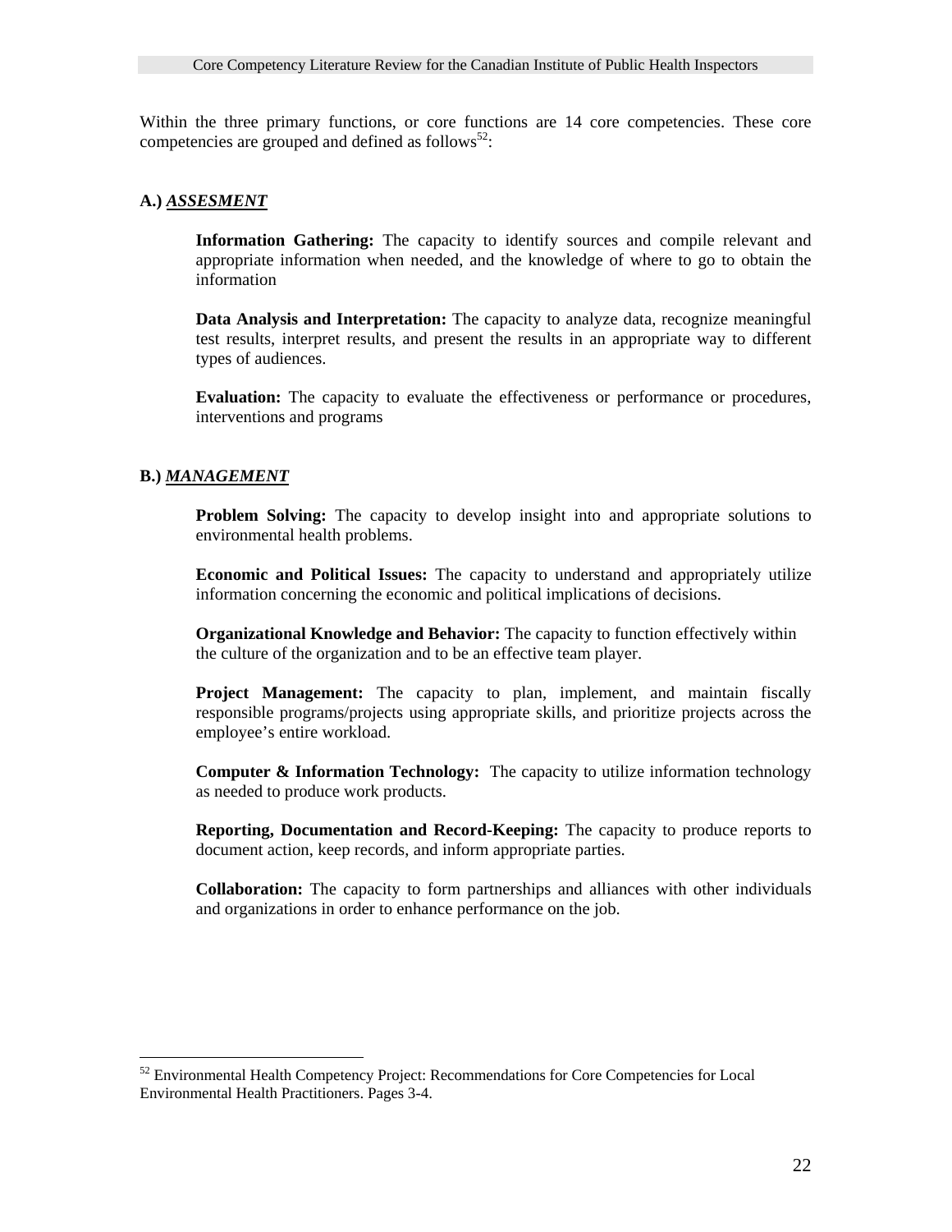Within the three primary functions, or core functions are 14 core competencies. These core competencies are grouped and defined as follows[52]:

**A.)** ***ASSESMENT***

**Information Gathering:** The capacity to identify sources and compile relevant and appropriate information when needed, and the knowledge of where to go to obtain the information

**Data Analysis and Interpretation:** The capacity to analyze data, recognize meaningful test results, interpret results, and present the results in an appropriate way to different types of audiences.

**Evaluation:** The capacity to evaluate the effectiveness or performance or procedures, interventions and programs

**B.)** ***MANAGEMENT***

**Problem Solving:** The capacity to develop insight into and appropriate solutions to environmental health problems.

**Economic and Political Issues:** The capacity to understand and appropriately utilize information concerning the economic and political implications of decisions.

**Organizational Knowledge and Behavior:** The capacity to function effectively within the culture of the organization and to be an effective team player.

**Project Management:** The capacity to plan, implement, and maintain fiscally responsible programs/projects using appropriate skills, and prioritize projects across the employee's entire workload.

**Computer & Information Technology:** The capacity to utilize information technology as needed to produce work products.

**Reporting, Documentation and Record-Keeping:** The capacity to produce reports to document action, keep records, and inform appropriate parties.

**Collaboration:** The capacity to form partnerships and alliances with other individuals and organizations in order to enhance performance on the job.

---

[52] Environmental Health Competency Project: Recommendations for Core Competencies for Local Environmental Health Practitioners. Pages 3-4.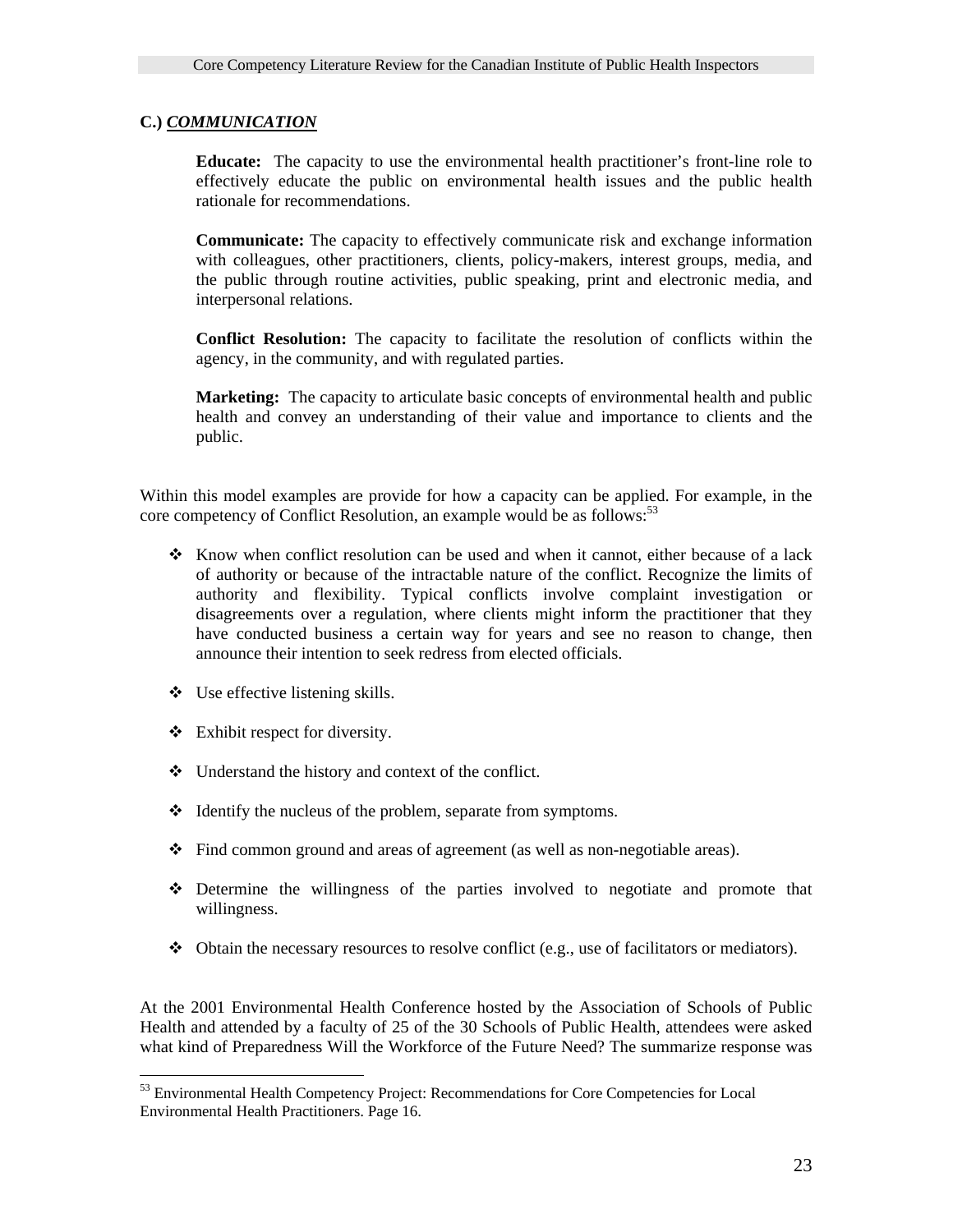### C.) ***COMMUNICATION***

**Educate:** The capacity to use the environmental health practitioner's front-line role to effectively educate the public on environmental health issues and the public health rationale for recommendations.

**Communicate:** The capacity to effectively communicate risk and exchange information with colleagues, other practitioners, clients, policy-makers, interest groups, media, and the public through routine activities, public speaking, print and electronic media, and interpersonal relations.

**Conflict Resolution:** The capacity to facilitate the resolution of conflicts within the agency, in the community, and with regulated parties.

**Marketing:** The capacity to articulate basic concepts of environmental health and public health and convey an understanding of their value and importance to clients and the public.

Within this model examples are provide for how a capacity can be applied. For example, in the core competency of Conflict Resolution, an example would be as follows:[53]

- Know when conflict resolution can be used and when it cannot, either because of a lack of authority or because of the intractable nature of the conflict. Recognize the limits of authority and flexibility. Typical conflicts involve complaint investigation or disagreements over a regulation, where clients might inform the practitioner that they have conducted business a certain way for years and see no reason to change, then announce their intention to seek redress from elected officials.
- Use effective listening skills.
- Exhibit respect for diversity.
- Understand the history and context of the conflict.
- Identify the nucleus of the problem, separate from symptoms.
- Find common ground and areas of agreement (as well as non-negotiable areas).
- Determine the willingness of the parties involved to negotiate and promote that willingness.
- Obtain the necessary resources to resolve conflict (e.g., use of facilitators or mediators).

At the 2001 Environmental Health Conference hosted by the Association of Schools of Public Health and attended by a faculty of 25 of the 30 Schools of Public Health, attendees were asked what kind of Preparedness Will the Workforce of the Future Need? The summarize response was

---

[53] Environmental Health Competency Project: Recommendations for Core Competencies for Local Environmental Health Practitioners. Page 16.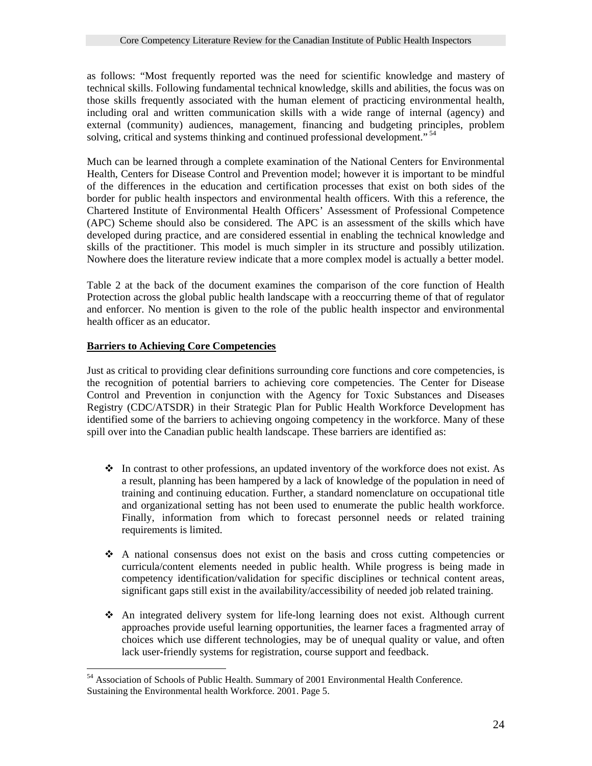as follows: "Most frequently reported was the need for scientific knowledge and mastery of technical skills. Following fundamental technical knowledge, skills and abilities, the focus was on those skills frequently associated with the human element of practicing environmental health, including oral and written communication skills with a wide range of internal (agency) and external (community) audiences, management, financing and budgeting principles, problem solving, critical and systems thinking and continued professional development."[54]

Much can be learned through a complete examination of the National Centers for Environmental Health, Centers for Disease Control and Prevention model; however it is important to be mindful of the differences in the education and certification processes that exist on both sides of the border for public health inspectors and environmental health officers. With this a reference, the Chartered Institute of Environmental Health Officers' Assessment of Professional Competence (APC) Scheme should also be considered. The APC is an assessment of the skills which have developed during practice, and are considered essential in enabling the technical knowledge and skills of the practitioner. This model is much simpler in its structure and possibly utilization. Nowhere does the literature review indicate that a more complex model is actually a better model.

Table 2 at the back of the document examines the comparison of the core function of Health Protection across the global public health landscape with a reoccurring theme of that of regulator and enforcer. No mention is given to the role of the public health inspector and environmental health officer as an educator.

**Barriers to Achieving Core Competencies**

Just as critical to providing clear definitions surrounding core functions and core competencies, is the recognition of potential barriers to achieving core competencies. The Center for Disease Control and Prevention in conjunction with the Agency for Toxic Substances and Diseases Registry (CDC/ATSDR) in their Strategic Plan for Public Health Workforce Development has identified some of the barriers to achieving ongoing competency in the workforce. Many of these spill over into the Canadian public health landscape. These barriers are identified as:

- In contrast to other professions, an updated inventory of the workforce does not exist. As a result, planning has been hampered by a lack of knowledge of the population in need of training and continuing education. Further, a standard nomenclature on occupational title and organizational setting has not been used to enumerate the public health workforce. Finally, information from which to forecast personnel needs or related training requirements is limited.

- A national consensus does not exist on the basis and cross cutting competencies or curricula/content elements needed in public health. While progress is being made in competency identification/validation for specific disciplines or technical content areas, significant gaps still exist in the availability/accessibility of needed job related training.

- An integrated delivery system for life-long learning does not exist. Although current approaches provide useful learning opportunities, the learner faces a fragmented array of choices which use different technologies, may be of unequal quality or value, and often lack user-friendly systems for registration, course support and feedback.

---

[54] Association of Schools of Public Health. Summary of 2001 Environmental Health Conference. Sustaining the Environmental health Workforce. 2001. Page 5.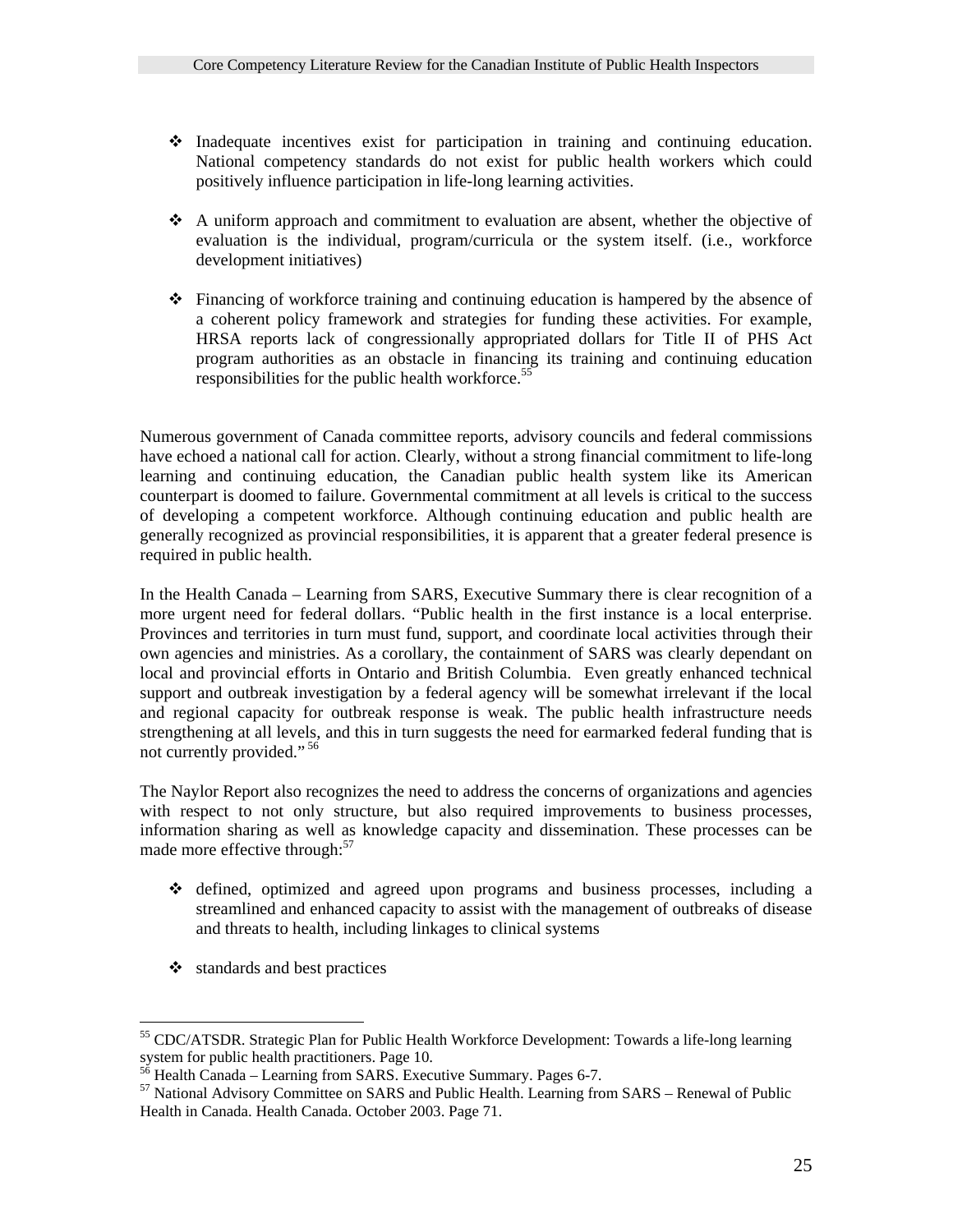- Inadequate incentives exist for participation in training and continuing education. National competency standards do not exist for public health workers which could positively influence participation in life-long learning activities.

- A uniform approach and commitment to evaluation are absent, whether the objective of evaluation is the individual, program/curricula or the system itself. (i.e., workforce development initiatives)

- Financing of workforce training and continuing education is hampered by the absence of a coherent policy framework and strategies for funding these activities. For example, HRSA reports lack of congressionally appropriated dollars for Title II of PHS Act program authorities as an obstacle in financing its training and continuing education responsibilities for the public health workforce.[55]

Numerous government of Canada committee reports, advisory councils and federal commissions have echoed a national call for action. Clearly, without a strong financial commitment to life-long learning and continuing education, the Canadian public health system like its American counterpart is doomed to failure. Governmental commitment at all levels is critical to the success of developing a competent workforce. Although continuing education and public health are generally recognized as provincial responsibilities, it is apparent that a greater federal presence is required in public health.

In the Health Canada – Learning from SARS, Executive Summary there is clear recognition of a more urgent need for federal dollars. "Public health in the first instance is a local enterprise. Provinces and territories in turn must fund, support, and coordinate local activities through their own agencies and ministries. As a corollary, the containment of SARS was clearly dependant on local and provincial efforts in Ontario and British Columbia. Even greatly enhanced technical support and outbreak investigation by a federal agency will be somewhat irrelevant if the local and regional capacity for outbreak response is weak. The public health infrastructure needs strengthening at all levels, and this in turn suggests the need for earmarked federal funding that is not currently provided."[56]

The Naylor Report also recognizes the need to address the concerns of organizations and agencies with respect to not only structure, but also required improvements to business processes, information sharing as well as knowledge capacity and dissemination. These processes can be made more effective through:[57]

- defined, optimized and agreed upon programs and business processes, including a streamlined and enhanced capacity to assist with the management of outbreaks of disease and threats to health, including linkages to clinical systems

- standards and best practices

---

[55] CDC/ATSDR. Strategic Plan for Public Health Workforce Development: Towards a life-long learning system for public health practitioners. Page 10.

[56] Health Canada – Learning from SARS. Executive Summary. Pages 6-7.

[57] National Advisory Committee on SARS and Public Health. Learning from SARS – Renewal of Public Health in Canada. Health Canada. October 2003. Page 71.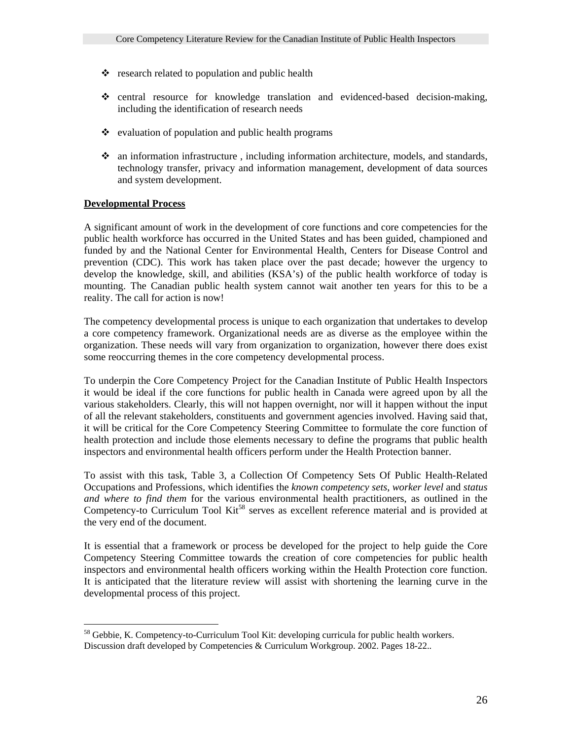- research related to population and public health

- central resource for knowledge translation and evidenced-based decision-making, including the identification of research needs

- evaluation of population and public health programs

- an information infrastructure , including information architecture, models, and standards, technology transfer, privacy and information management, development of data sources and system development.

**Developmental Process**

A significant amount of work in the development of core functions and core competencies for the public health workforce has occurred in the United States and has been guided, championed and funded by and the National Center for Environmental Health, Centers for Disease Control and prevention (CDC). This work has taken place over the past decade; however the urgency to develop the knowledge, skill, and abilities (KSA's) of the public health workforce of today is mounting. The Canadian public health system cannot wait another ten years for this to be a reality. The call for action is now!

The competency developmental process is unique to each organization that undertakes to develop a core competency framework. Organizational needs are as diverse as the employee within the organization. These needs will vary from organization to organization, however there does exist some reoccurring themes in the core competency developmental process.

To underpin the Core Competency Project for the Canadian Institute of Public Health Inspectors it would be ideal if the core functions for public health in Canada were agreed upon by all the various stakeholders. Clearly, this will not happen overnight, nor will it happen without the input of all the relevant stakeholders, constituents and government agencies involved. Having said that, it will be critical for the Core Competency Steering Committee to formulate the core function of health protection and include those elements necessary to define the programs that public health inspectors and environmental health officers perform under the Health Protection banner.

To assist with this task, Table 3, a Collection Of Competency Sets Of Public Health-Related Occupations and Professions, which identifies the *known competency sets*, *worker level* and *status and where to find them* for the various environmental health practitioners, as outlined in the Competency-to Curriculum Tool Kit[58] serves as excellent reference material and is provided at the very end of the document.

It is essential that a framework or process be developed for the project to help guide the Core Competency Steering Committee towards the creation of core competencies for public health inspectors and environmental health officers working within the Health Protection core function. It is anticipated that the literature review will assist with shortening the learning curve in the developmental process of this project.

[58] Gebbie, K. Competency-to-Curriculum Tool Kit: developing curricula for public health workers. Discussion draft developed by Competencies & Curriculum Workgroup. 2002. Pages 18-22..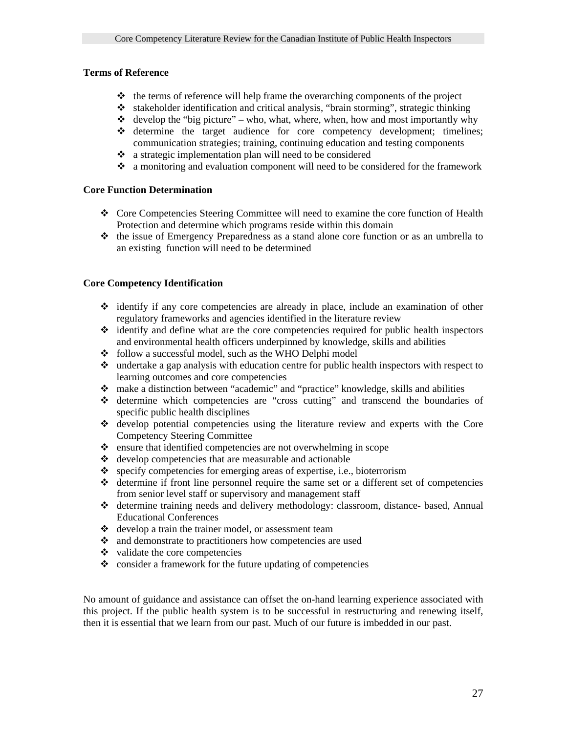**Terms of Reference**

- the terms of reference will help frame the overarching components of the project
- stakeholder identification and critical analysis, "brain storming", strategic thinking
- develop the "big picture" – who, what, where, when, how and most importantly why
- determine the target audience for core competency development; timelines; communication strategies; training, continuing education and testing components
- a strategic implementation plan will need to be considered
- a monitoring and evaluation component will need to be considered for the framework

**Core Function Determination**

- Core Competencies Steering Committee will need to examine the core function of Health Protection and determine which programs reside within this domain
- the issue of Emergency Preparedness as a stand alone core function or as an umbrella to an existing function will need to be determined

**Core Competency Identification**

- identify if any core competencies are already in place, include an examination of other regulatory frameworks and agencies identified in the literature review
- identify and define what are the core competencies required for public health inspectors and environmental health officers underpinned by knowledge, skills and abilities
- follow a successful model, such as the WHO Delphi model
- undertake a gap analysis with education centre for public health inspectors with respect to learning outcomes and core competencies
- make a distinction between "academic" and "practice" knowledge, skills and abilities
- determine which competencies are "cross cutting" and transcend the boundaries of specific public health disciplines
- develop potential competencies using the literature review and experts with the Core Competency Steering Committee
- ensure that identified competencies are not overwhelming in scope
- develop competencies that are measurable and actionable
- specify competencies for emerging areas of expertise, i.e., bioterrorism
- determine if front line personnel require the same set or a different set of competencies from senior level staff or supervisory and management staff
- determine training needs and delivery methodology: classroom, distance- based, Annual Educational Conferences
- develop a train the trainer model, or assessment team
- and demonstrate to practitioners how competencies are used
- validate the core competencies
- consider a framework for the future updating of competencies

No amount of guidance and assistance can offset the on-hand learning experience associated with this project. If the public health system is to be successful in restructuring and renewing itself, then it is essential that we learn from our past. Much of our future is imbedded in our past.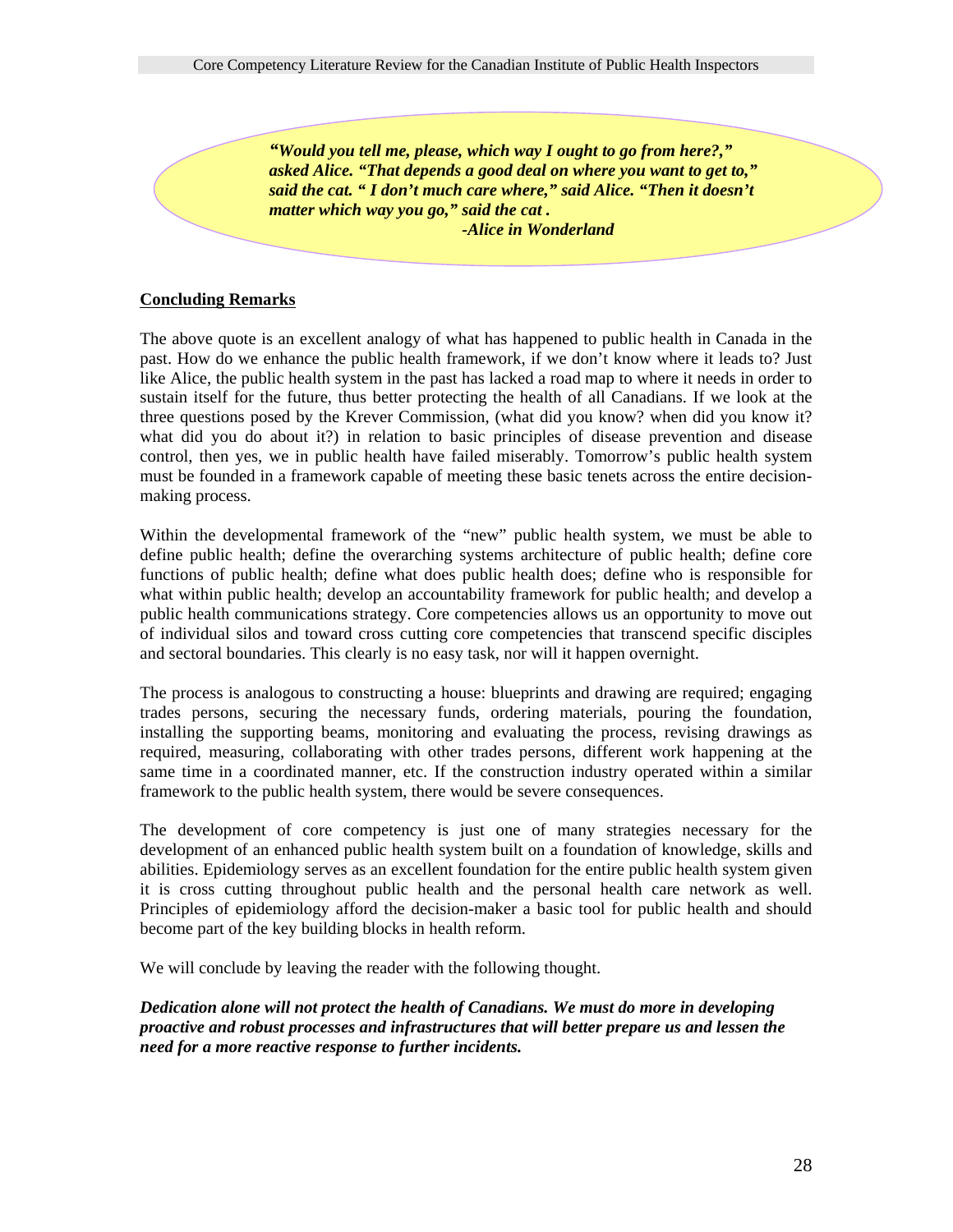> ***"Would you tell me, please, which way I ought to go from here?," asked Alice. "That depends a good deal on where you want to get to," said the cat. " I don't much care where," said Alice. "Then it doesn't matter which way you go," said the cat .***
> ***-Alice in Wonderland***

## Concluding Remarks

The above quote is an excellent analogy of what has happened to public health in Canada in the past. How do we enhance the public health framework, if we don't know where it leads to? Just like Alice, the public health system in the past has lacked a road map to where it needs in order to sustain itself for the future, thus better protecting the health of all Canadians. If we look at the three questions posed by the Krever Commission, (what did you know? when did you know it? what did you do about it?) in relation to basic principles of disease prevention and disease control, then yes, we in public health have failed miserably. Tomorrow's public health system must be founded in a framework capable of meeting these basic tenets across the entire decision-making process.

Within the developmental framework of the "new" public health system, we must be able to define public health; define the overarching systems architecture of public health; define core functions of public health; define what does public health does; define who is responsible for what within public health; develop an accountability framework for public health; and develop a public health communications strategy. Core competencies allows us an opportunity to move out of individual silos and toward cross cutting core competencies that transcend specific disciples and sectoral boundaries. This clearly is no easy task, nor will it happen overnight.

The process is analogous to constructing a house: blueprints and drawing are required; engaging trades persons, securing the necessary funds, ordering materials, pouring the foundation, installing the supporting beams, monitoring and evaluating the process, revising drawings as required, measuring, collaborating with other trades persons, different work happening at the same time in a coordinated manner, etc. If the construction industry operated within a similar framework to the public health system, there would be severe consequences.

The development of core competency is just one of many strategies necessary for the development of an enhanced public health system built on a foundation of knowledge, skills and abilities. Epidemiology serves as an excellent foundation for the entire public health system given it is cross cutting throughout public health and the personal health care network as well. Principles of epidemiology afford the decision-maker a basic tool for public health and should become part of the key building blocks in health reform.

We will conclude by leaving the reader with the following thought.

***Dedication alone will not protect the health of Canadians. We must do more in developing proactive and robust processes and infrastructures that will better prepare us and lessen the need for a more reactive response to further incidents.***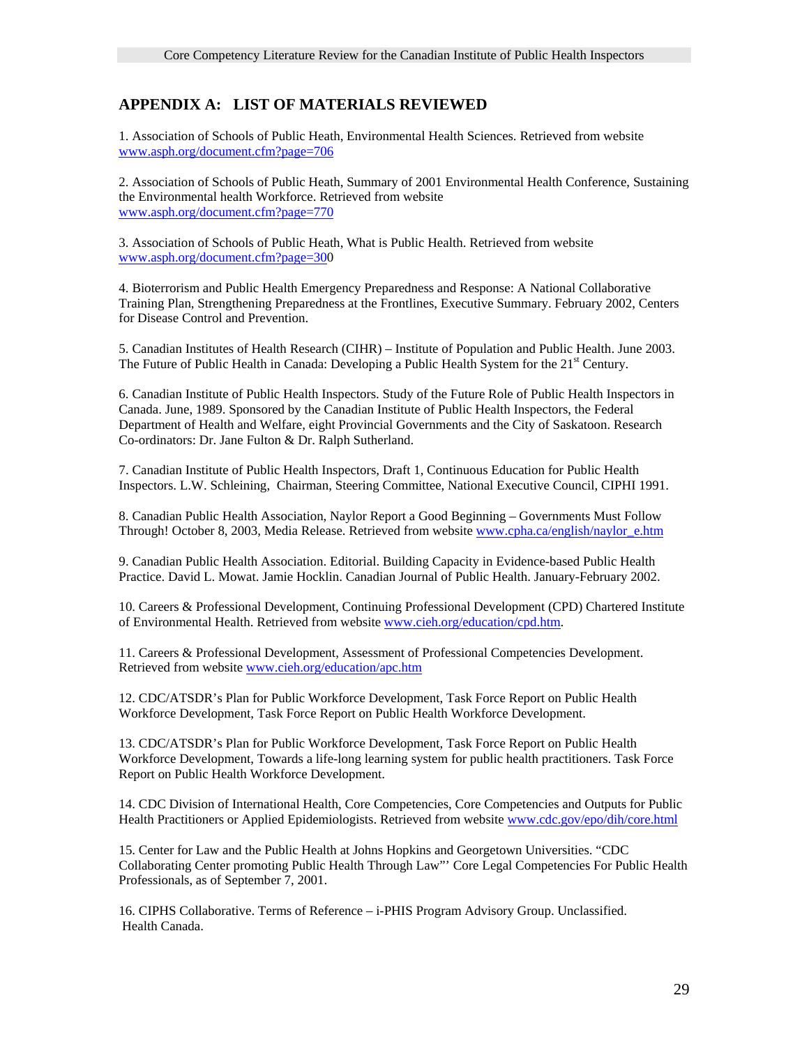## APPENDIX A: LIST OF MATERIALS REVIEWED

1. Association of Schools of Public Heath, Environmental Health Sciences. Retrieved from website www.asph.org/document.cfm?page=706

2. Association of Schools of Public Heath, Summary of 2001 Environmental Health Conference, Sustaining the Environmental health Workforce. Retrieved from website www.asph.org/document.cfm?page=770

3. Association of Schools of Public Heath, What is Public Health. Retrieved from website www.asph.org/document.cfm?page=300

4. Bioterrorism and Public Health Emergency Preparedness and Response: A National Collaborative Training Plan, Strengthening Preparedness at the Frontlines, Executive Summary. February 2002, Centers for Disease Control and Prevention.

5. Canadian Institutes of Health Research (CIHR) – Institute of Population and Public Health. June 2003. The Future of Public Health in Canada: Developing a Public Health System for the 21st Century.

6. Canadian Institute of Public Health Inspectors. Study of the Future Role of Public Health Inspectors in Canada. June, 1989. Sponsored by the Canadian Institute of Public Health Inspectors, the Federal Department of Health and Welfare, eight Provincial Governments and the City of Saskatoon. Research Co-ordinators: Dr. Jane Fulton & Dr. Ralph Sutherland.

7. Canadian Institute of Public Health Inspectors, Draft 1, Continuous Education for Public Health Inspectors. L.W. Schleining, Chairman, Steering Committee, National Executive Council, CIPHI 1991.

8. Canadian Public Health Association, Naylor Report a Good Beginning – Governments Must Follow Through! October 8, 2003, Media Release. Retrieved from website www.cpha.ca/english/naylor_e.htm

9. Canadian Public Health Association. Editorial. Building Capacity in Evidence-based Public Health Practice. David L. Mowat. Jamie Hocklin. Canadian Journal of Public Health. January-February 2002.

10. Careers & Professional Development, Continuing Professional Development (CPD) Chartered Institute of Environmental Health. Retrieved from website www.cieh.org/education/cpd.htm.

11. Careers & Professional Development, Assessment of Professional Competencies Development. Retrieved from website www.cieh.org/education/apc.htm

12. CDC/ATSDR's Plan for Public Workforce Development, Task Force Report on Public Health Workforce Development, Task Force Report on Public Health Workforce Development.

13. CDC/ATSDR's Plan for Public Workforce Development, Task Force Report on Public Health Workforce Development, Towards a life-long learning system for public health practitioners. Task Force Report on Public Health Workforce Development.

14. CDC Division of International Health, Core Competencies, Core Competencies and Outputs for Public Health Practitioners or Applied Epidemiologists. Retrieved from website www.cdc.gov/epo/dih/core.html

15. Center for Law and the Public Health at Johns Hopkins and Georgetown Universities. "CDC Collaborating Center promoting Public Health Through Law"' Core Legal Competencies For Public Health Professionals, as of September 7, 2001.

16. CIPHS Collaborative. Terms of Reference – i-PHIS Program Advisory Group. Unclassified. Health Canada.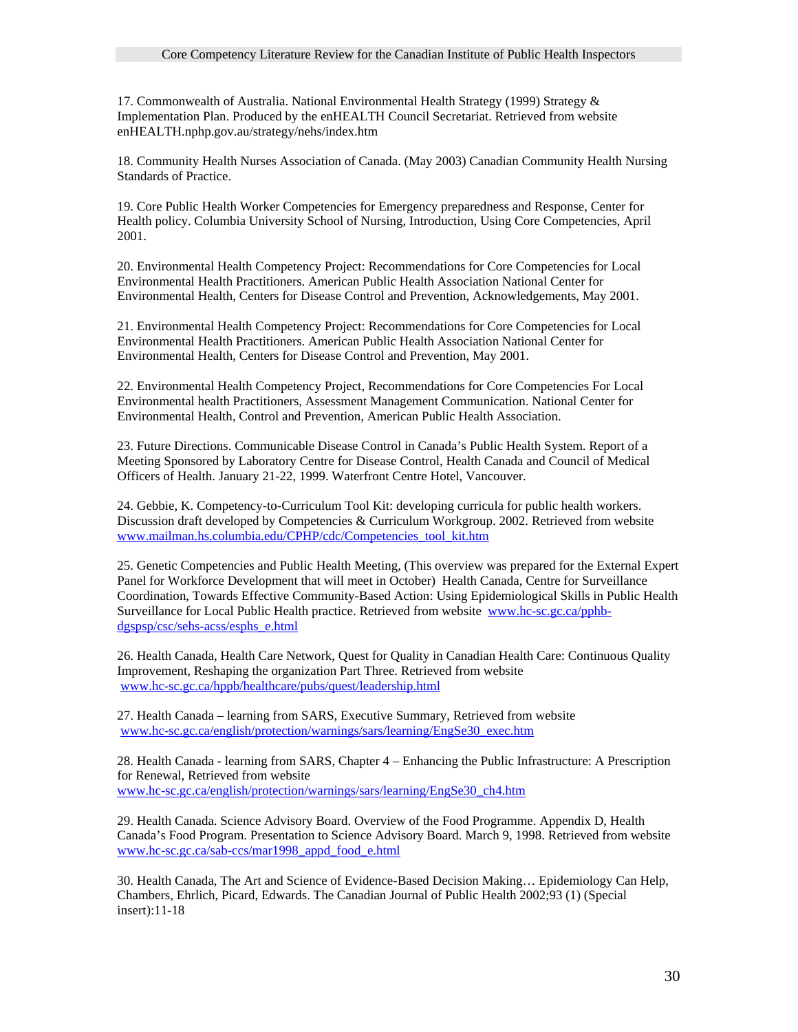17. Commonwealth of Australia. National Environmental Health Strategy (1999) Strategy & Implementation Plan. Produced by the enHEALTH Council Secretariat. Retrieved from website enHEALTH.nphp.gov.au/strategy/nehs/index.htm

18. Community Health Nurses Association of Canada. (May 2003) Canadian Community Health Nursing Standards of Practice.

19. Core Public Health Worker Competencies for Emergency preparedness and Response, Center for Health policy. Columbia University School of Nursing, Introduction, Using Core Competencies, April 2001.

20. Environmental Health Competency Project: Recommendations for Core Competencies for Local Environmental Health Practitioners. American Public Health Association National Center for Environmental Health, Centers for Disease Control and Prevention, Acknowledgements, May 2001.

21. Environmental Health Competency Project: Recommendations for Core Competencies for Local Environmental Health Practitioners. American Public Health Association National Center for Environmental Health, Centers for Disease Control and Prevention, May 2001.

22. Environmental Health Competency Project, Recommendations for Core Competencies For Local Environmental health Practitioners, Assessment Management Communication. National Center for Environmental Health, Control and Prevention, American Public Health Association.

23. Future Directions. Communicable Disease Control in Canada's Public Health System. Report of a Meeting Sponsored by Laboratory Centre for Disease Control, Health Canada and Council of Medical Officers of Health. January 21-22, 1999. Waterfront Centre Hotel, Vancouver.

24. Gebbie, K. Competency-to-Curriculum Tool Kit: developing curricula for public health workers. Discussion draft developed by Competencies & Curriculum Workgroup. 2002. Retrieved from website www.mailman.hs.columbia.edu/CPHP/cdc/Competencies_tool_kit.htm

25. Genetic Competencies and Public Health Meeting, (This overview was prepared for the External Expert Panel for Workforce Development that will meet in October) Health Canada, Centre for Surveillance Coordination, Towards Effective Community-Based Action: Using Epidemiological Skills in Public Health Surveillance for Local Public Health practice. Retrieved from website www.hc-sc.gc.ca/pphb-dgspsp/csc/sehs-acss/esphs_e.html

26. Health Canada, Health Care Network, Quest for Quality in Canadian Health Care: Continuous Quality Improvement, Reshaping the organization Part Three. Retrieved from website www.hc-sc.gc.ca/hppb/healthcare/pubs/quest/leadership.html

27. Health Canada – learning from SARS, Executive Summary, Retrieved from website www.hc-sc.gc.ca/english/protection/warnings/sars/learning/EngSe30_exec.htm

28. Health Canada - learning from SARS, Chapter 4 – Enhancing the Public Infrastructure: A Prescription for Renewal, Retrieved from website www.hc-sc.gc.ca/english/protection/warnings/sars/learning/EngSe30_ch4.htm

29. Health Canada. Science Advisory Board. Overview of the Food Programme. Appendix D, Health Canada's Food Program. Presentation to Science Advisory Board. March 9, 1998. Retrieved from website www.hc-sc.gc.ca/sab-ccs/mar1998_appd_food_e.html

30. Health Canada, The Art and Science of Evidence-Based Decision Making… Epidemiology Can Help, Chambers, Ehrlich, Picard, Edwards. The Canadian Journal of Public Health 2002;93 (1) (Special insert):11-18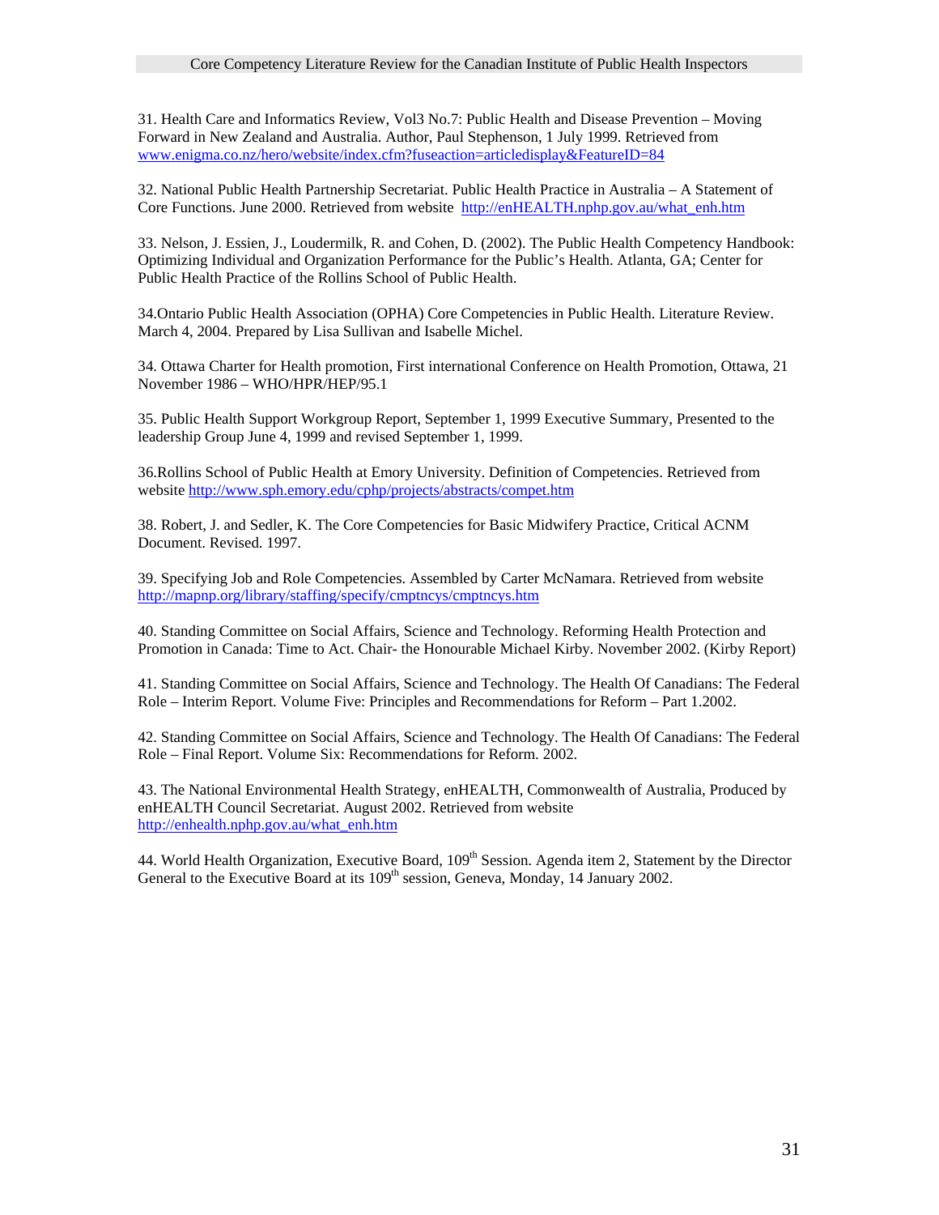31. Health Care and Informatics Review, Vol3 No.7: Public Health and Disease Prevention – Moving Forward in New Zealand and Australia. Author, Paul Stephenson, 1 July 1999. Retrieved from www.enigma.co.nz/hero/website/index.cfm?fuseaction=articledisplay&FeatureID=84

32. National Public Health Partnership Secretariat. Public Health Practice in Australia – A Statement of Core Functions. June 2000. Retrieved from website http://enHEALTH.nphp.gov.au/what_enh.htm

33. Nelson, J. Essien, J., Loudermilk, R. and Cohen, D. (2002). The Public Health Competency Handbook: Optimizing Individual and Organization Performance for the Public's Health. Atlanta, GA; Center for Public Health Practice of the Rollins School of Public Health.

34.Ontario Public Health Association (OPHA) Core Competencies in Public Health. Literature Review. March 4, 2004. Prepared by Lisa Sullivan and Isabelle Michel.

34. Ottawa Charter for Health promotion, First international Conference on Health Promotion, Ottawa, 21 November 1986 – WHO/HPR/HEP/95.1

35. Public Health Support Workgroup Report, September 1, 1999 Executive Summary, Presented to the leadership Group June 4, 1999 and revised September 1, 1999.

36.Rollins School of Public Health at Emory University. Definition of Competencies. Retrieved from website http://www.sph.emory.edu/cphp/projects/abstracts/compet.htm

38. Robert, J. and Sedler, K. The Core Competencies for Basic Midwifery Practice, Critical ACNM Document. Revised. 1997.

39. Specifying Job and Role Competencies. Assembled by Carter McNamara. Retrieved from website http://mapnp.org/library/staffing/specify/cmptncys/cmptncys.htm

40. Standing Committee on Social Affairs, Science and Technology. Reforming Health Protection and Promotion in Canada: Time to Act. Chair- the Honourable Michael Kirby. November 2002. (Kirby Report)

41. Standing Committee on Social Affairs, Science and Technology. The Health Of Canadians: The Federal Role – Interim Report. Volume Five: Principles and Recommendations for Reform – Part 1.2002.

42. Standing Committee on Social Affairs, Science and Technology. The Health Of Canadians: The Federal Role – Final Report. Volume Six: Recommendations for Reform. 2002.

43. The National Environmental Health Strategy, enHEALTH, Commonwealth of Australia, Produced by enHEALTH Council Secretariat. August 2002. Retrieved from website http://enhealth.nphp.gov.au/what_enh.htm

44. World Health Organization, Executive Board, 109th Session. Agenda item 2, Statement by the Director General to the Executive Board at its 109th session, Geneva, Monday, 14 January 2002.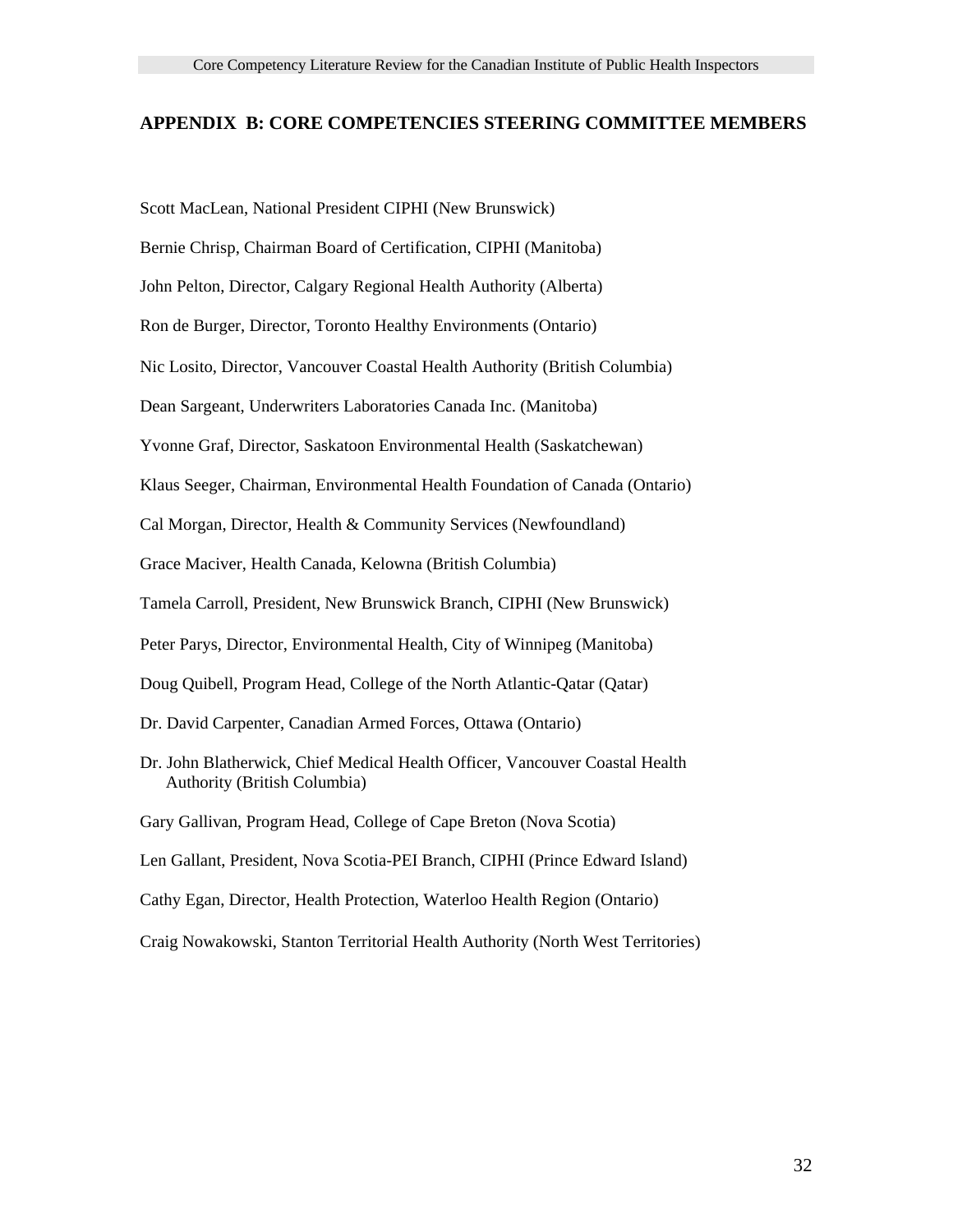## APPENDIX B: CORE COMPETENCIES STEERING COMMITTEE MEMBERS

Scott MacLean, National President CIPHI (New Brunswick)

Bernie Chrisp, Chairman Board of Certification, CIPHI (Manitoba)

John Pelton, Director, Calgary Regional Health Authority (Alberta)

Ron de Burger, Director, Toronto Healthy Environments (Ontario)

Nic Losito, Director, Vancouver Coastal Health Authority (British Columbia)

Dean Sargeant, Underwriters Laboratories Canada Inc. (Manitoba)

Yvonne Graf, Director, Saskatoon Environmental Health (Saskatchewan)

Klaus Seeger, Chairman, Environmental Health Foundation of Canada (Ontario)

Cal Morgan, Director, Health & Community Services (Newfoundland)

Grace Maciver, Health Canada, Kelowna (British Columbia)

Tamela Carroll, President, New Brunswick Branch, CIPHI (New Brunswick)

Peter Parys, Director, Environmental Health, City of Winnipeg (Manitoba)

Doug Quibell, Program Head, College of the North Atlantic-Qatar (Qatar)

Dr. David Carpenter, Canadian Armed Forces, Ottawa (Ontario)

Dr. John Blatherwick, Chief Medical Health Officer, Vancouver Coastal Health Authority (British Columbia)

Gary Gallivan, Program Head, College of Cape Breton (Nova Scotia)

Len Gallant, President, Nova Scotia-PEI Branch, CIPHI (Prince Edward Island)

Cathy Egan, Director, Health Protection, Waterloo Health Region (Ontario)

Craig Nowakowski, Stanton Territorial Health Authority (North West Territories)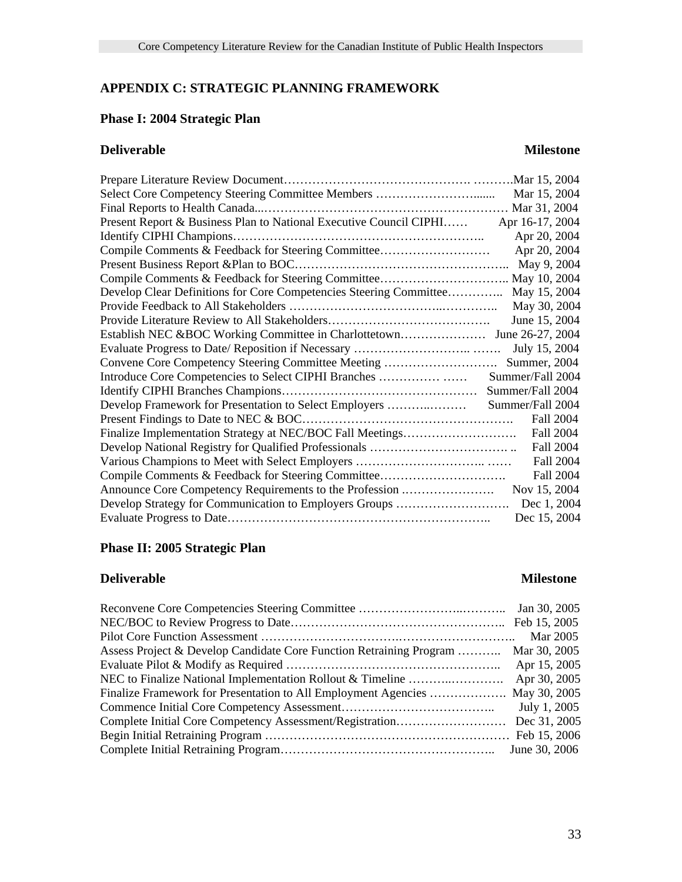## APPENDIX C: STRATEGIC PLANNING FRAMEWORK

### Phase I: 2004 Strategic Plan

| Deliverable | Milestone |
|---|---|
| Prepare Literature Review Document | Mar 15, 2004 |
| Select Core Competency Steering Committee Members | Mar 15, 2004 |
| Final Reports to Health Canada | Mar 31, 2004 |
| Present Report & Business Plan to National Executive Council CIPHI | Apr 16-17, 2004 |
| Identify CIPHI Champions | Apr 20, 2004 |
| Compile Comments & Feedback for Steering Committee | Apr 20, 2004 |
| Present Business Report &Plan to BOC | May 9, 2004 |
| Compile Comments & Feedback for Steering Committee | May 10, 2004 |
| Develop Clear Definitions for Core Competencies Steering Committee | May 15, 2004 |
| Provide Feedback to All Stakeholders | May 30, 2004 |
| Provide Literature Review to All Stakeholders | June 15, 2004 |
| Establish NEC &BOC Working Committee in Charlottetown | June 26-27, 2004 |
| Evaluate Progress to Date/ Reposition if Necessary | July 15, 2004 |
| Convene Core Competency Steering Committee Meeting | Summer, 2004 |
| Introduce Core Competencies to Select CIPHI Branches | Summer/Fall 2004 |
| Identify CIPHI Branches Champions | Summer/Fall 2004 |
| Develop Framework for Presentation to Select Employers | Summer/Fall 2004 |
| Present Findings to Date to NEC & BOC | Fall 2004 |
| Finalize Implementation Strategy at NEC/BOC Fall Meetings | Fall 2004 |
| Develop National Registry for Qualified Professionals | Fall 2004 |
| Various Champions to Meet with Select Employers | Fall 2004 |
| Compile Comments & Feedback for Steering Committee | Fall 2004 |
| Announce Core Competency Requirements to the Profession | Nov 15, 2004 |
| Develop Strategy for Communication to Employers Groups | Dec 1, 2004 |
| Evaluate Progress to Date | Dec 15, 2004 |

### Phase II: 2005 Strategic Plan

| Deliverable | Milestone |
|---|---|
| Reconvene Core Competencies Steering Committee | Jan 30, 2005 |
| NEC/BOC to Review Progress to Date | Feb 15, 2005 |
| Pilot Core Function Assessment | Mar 2005 |
| Assess Project & Develop Candidate Core Function Retraining Program | Mar 30, 2005 |
| Evaluate Pilot & Modify as Required | Apr 15, 2005 |
| NEC to Finalize National Implementation Rollout & Timeline | Apr 30, 2005 |
| Finalize Framework for Presentation to All Employment Agencies | May 30, 2005 |
| Commence Initial Core Competency Assessment | July 1, 2005 |
| Complete Initial Core Competency Assessment/Registration | Dec 31, 2005 |
| Begin Initial Retraining Program | Feb 15, 2006 |
| Complete Initial Retraining Program | June 30, 2006 |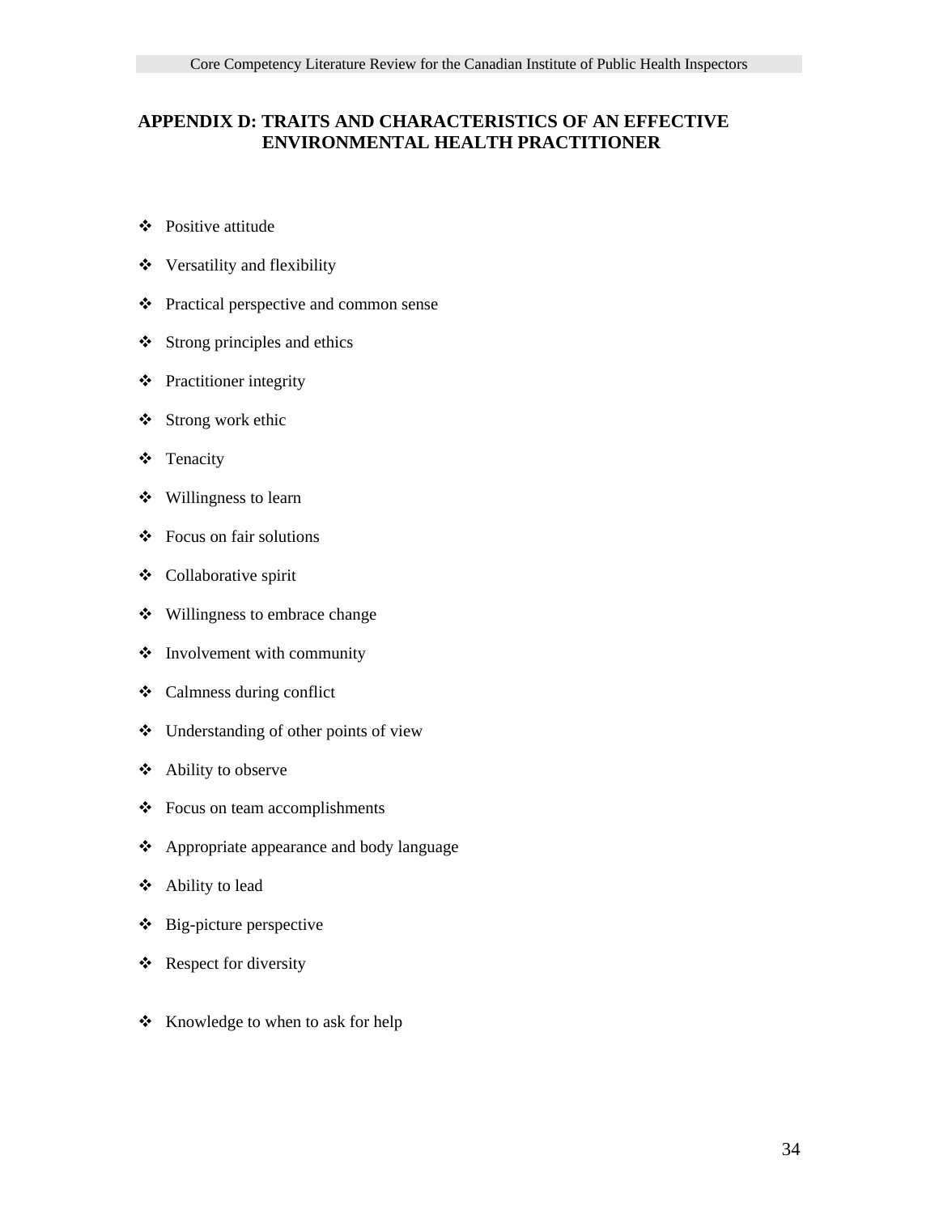## APPENDIX D: TRAITS AND CHARACTERISTICS OF AN EFFECTIVE ENVIRONMENTAL HEALTH PRACTITIONER

- Positive attitude
- Versatility and flexibility
- Practical perspective and common sense
- Strong principles and ethics
- Practitioner integrity
- Strong work ethic
- Tenacity
- Willingness to learn
- Focus on fair solutions
- Collaborative spirit
- Willingness to embrace change
- Involvement with community
- Calmness during conflict
- Understanding of other points of view
- Ability to observe
- Focus on team accomplishments
- Appropriate appearance and body language
- Ability to lead
- Big-picture perspective
- Respect for diversity
- Knowledge to when to ask for help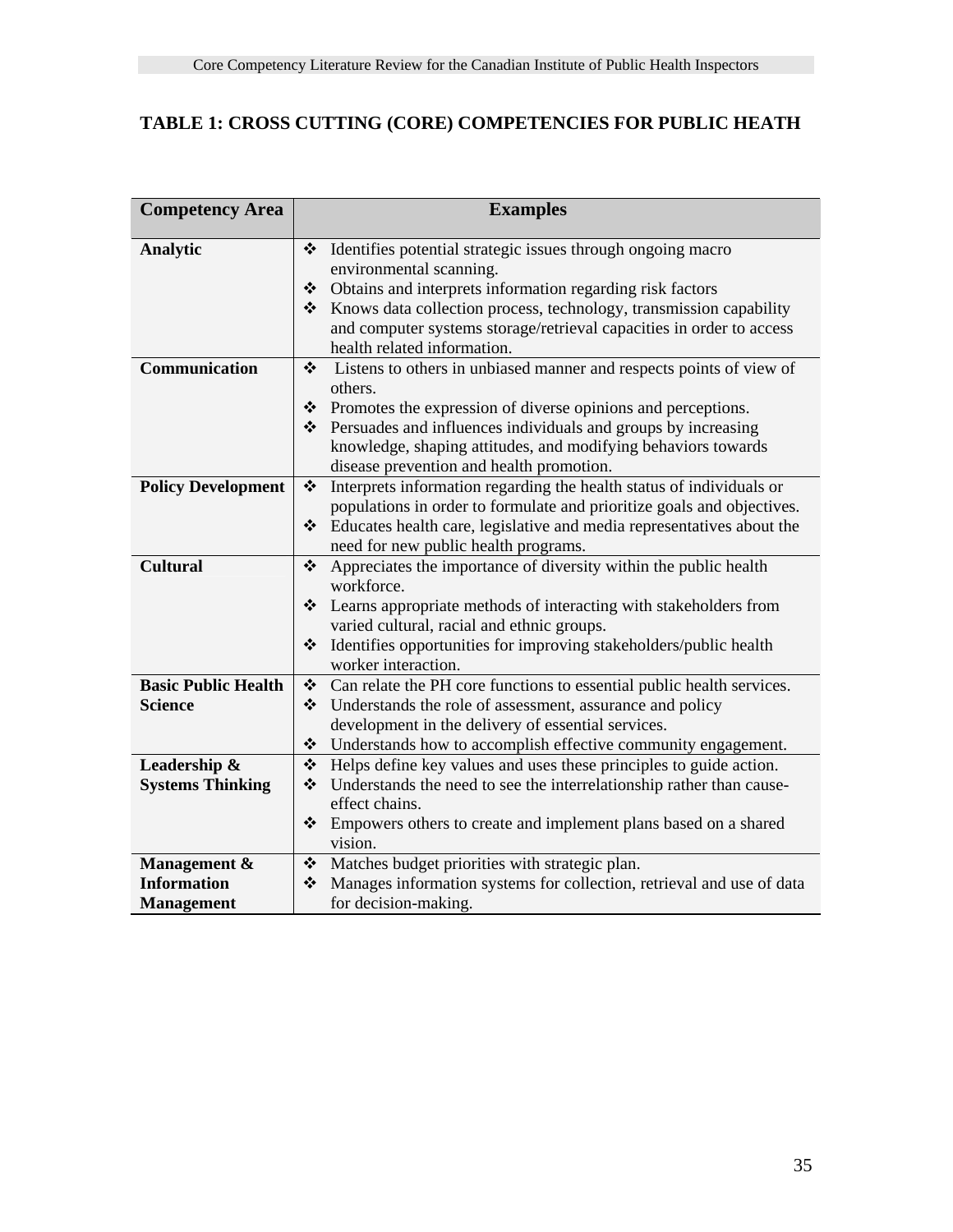## TABLE 1: CROSS CUTTING (CORE) COMPETENCIES FOR PUBLIC HEATH

| Competency Area | Examples |
| --- | --- |
| **Analytic** | ❖ Identifies potential strategic issues through ongoing macro environmental scanning.<br>❖ Obtains and interprets information regarding risk factors<br>❖ Knows data collection process, technology, transmission capability and computer systems storage/retrieval capacities in order to access health related information. |
| **Communication** | ❖ Listens to others in unbiased manner and respects points of view of others.<br>❖ Promotes the expression of diverse opinions and perceptions.<br>❖ Persuades and influences individuals and groups by increasing knowledge, shaping attitudes, and modifying behaviors towards disease prevention and health promotion. |
| **Policy Development** | ❖ Interprets information regarding the health status of individuals or populations in order to formulate and prioritize goals and objectives.<br>❖ Educates health care, legislative and media representatives about the need for new public health programs. |
| **Cultural** | ❖ Appreciates the importance of diversity within the public health workforce.<br>❖ Learns appropriate methods of interacting with stakeholders from varied cultural, racial and ethnic groups.<br>❖ Identifies opportunities for improving stakeholders/public health worker interaction. |
| **Basic Public Health Science** | ❖ Can relate the PH core functions to essential public health services.<br>❖ Understands the role of assessment, assurance and policy development in the delivery of essential services.<br>❖ Understands how to accomplish effective community engagement. |
| **Leadership & Systems Thinking** | ❖ Helps define key values and uses these principles to guide action.<br>❖ Understands the need to see the interrelationship rather than cause-effect chains.<br>❖ Empowers others to create and implement plans based on a shared vision. |
| **Management & Information Management** | ❖ Matches budget priorities with strategic plan.<br>❖ Manages information systems for collection, retrieval and use of data for decision-making. |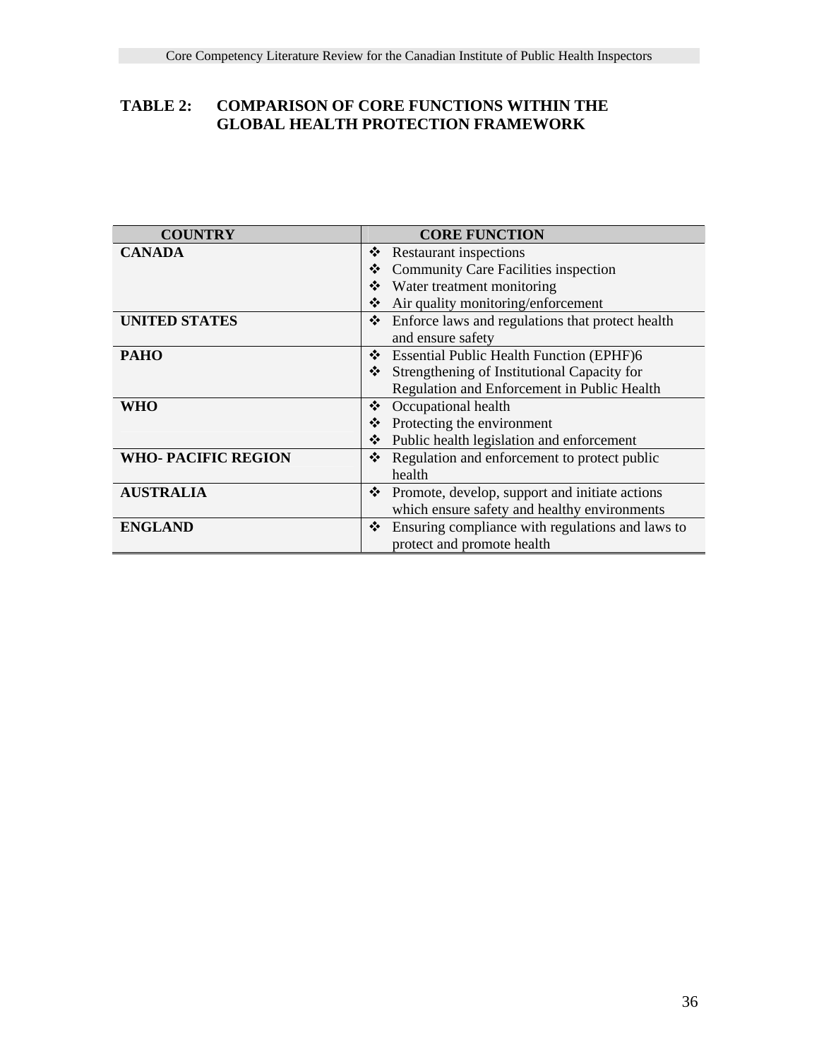## TABLE 2: COMPARISON OF CORE FUNCTIONS WITHIN THE GLOBAL HEALTH PROTECTION FRAMEWORK

| COUNTRY | CORE FUNCTION |
|---|---|
| **CANADA** | ❖ Restaurant inspections<br>❖ Community Care Facilities inspection<br>❖ Water treatment monitoring<br>❖ Air quality monitoring/enforcement |
| **UNITED STATES** | ❖ Enforce laws and regulations that protect health and ensure safety |
| **PAHO** | ❖ Essential Public Health Function (EPHF)6<br>❖ Strengthening of Institutional Capacity for Regulation and Enforcement in Public Health |
| **WHO** | ❖ Occupational health<br>❖ Protecting the environment<br>❖ Public health legislation and enforcement |
| **WHO- PACIFIC REGION** | ❖ Regulation and enforcement to protect public health |
| **AUSTRALIA** | ❖ Promote, develop, support and initiate actions which ensure safety and healthy environments |
| **ENGLAND** | ❖ Ensuring compliance with regulations and laws to protect and promote health |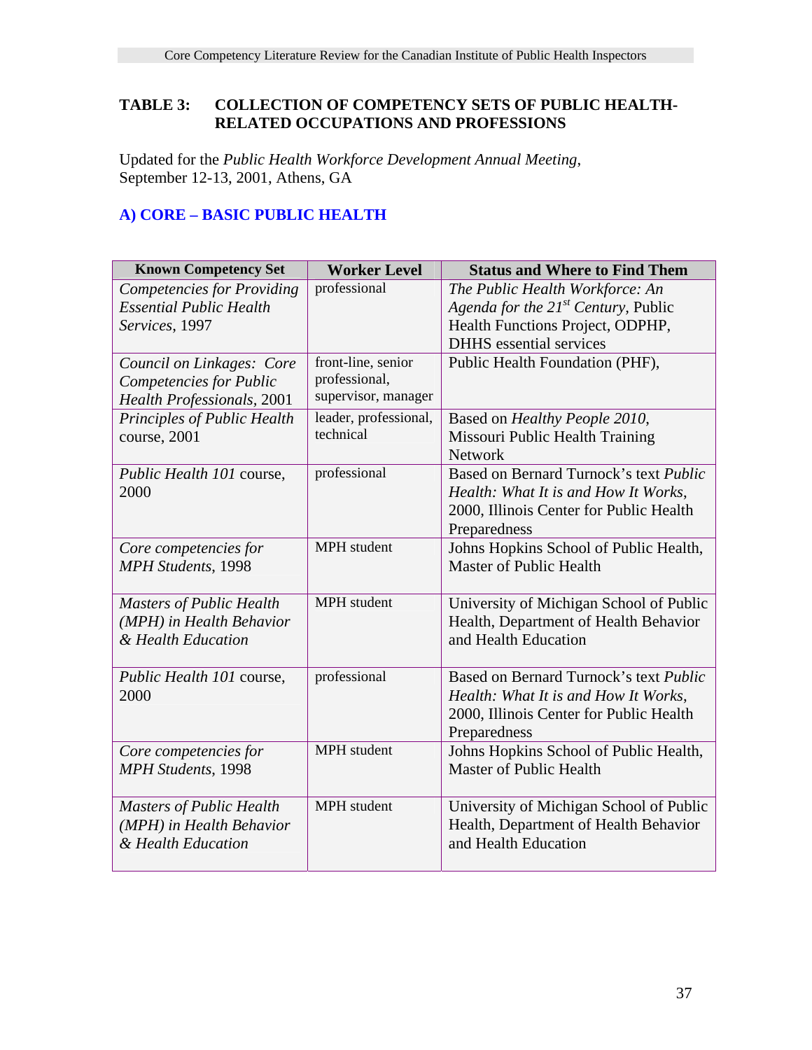## TABLE 3: COLLECTION OF COMPETENCY SETS OF PUBLIC HEALTH-RELATED OCCUPATIONS AND PROFESSIONS

Updated for the *Public Health Workforce Development Annual Meeting*, September 12-13, 2001, Athens, GA

### A) CORE – BASIC PUBLIC HEALTH

| Known Competency Set | Worker Level | Status and Where to Find Them |
|---|---|---|
| *Competencies for Providing Essential Public Health Services*, 1997 | professional | *The Public Health Workforce: An Agenda for the 21st Century*, Public Health Functions Project, ODPHP, DHHS essential services |
| *Council on Linkages: Core Competencies for Public Health Professionals*, 2001 | front-line, senior professional, supervisor, manager | Public Health Foundation (PHF), |
| *Principles of Public Health* course, 2001 | leader, professional, technical | Based on *Healthy People 2010*, Missouri Public Health Training Network |
| *Public Health 101* course, 2000 | professional | Based on Bernard Turnock's text *Public Health: What It is and How It Works*, 2000, Illinois Center for Public Health Preparedness |
| *Core competencies for MPH Students*, 1998 | MPH student | Johns Hopkins School of Public Health, Master of Public Health |
| *Masters of Public Health (MPH) in Health Behavior & Health Education* | MPH student | University of Michigan School of Public Health, Department of Health Behavior and Health Education |
| *Public Health 101* course, 2000 | professional | Based on Bernard Turnock's text *Public Health: What It is and How It Works*, 2000, Illinois Center for Public Health Preparedness |
| *Core competencies for MPH Students*, 1998 | MPH student | Johns Hopkins School of Public Health, Master of Public Health |
| *Masters of Public Health (MPH) in Health Behavior & Health Education* | MPH student | University of Michigan School of Public Health, Department of Health Behavior and Health Education |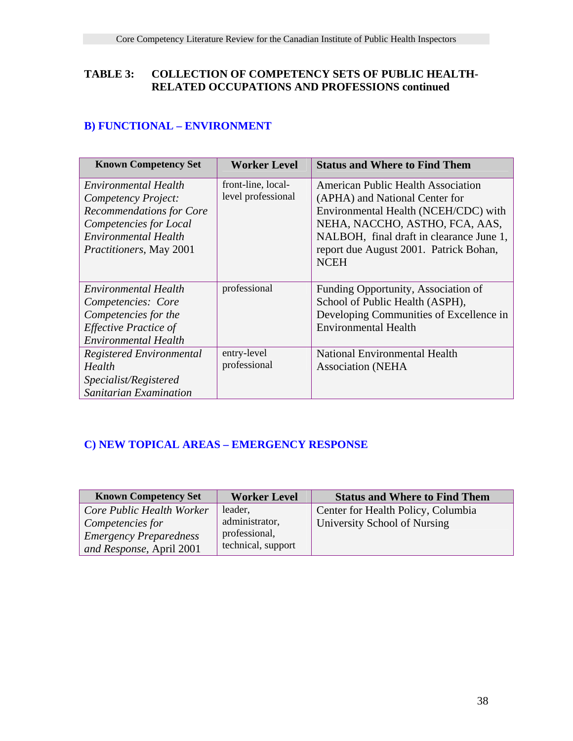## TABLE 3: COLLECTION OF COMPETENCY SETS OF PUBLIC HEALTH-RELATED OCCUPATIONS AND PROFESSIONS continued

### B) FUNCTIONAL – ENVIRONMENT

| Known Competency Set | Worker Level | Status and Where to Find Them |
|---|---|---|
| *Environmental Health Competency Project: Recommendations for Core Competencies for Local Environmental Health Practitioners*, May 2001 | front-line, local-level professional | American Public Health Association (APHA) and National Center for Environmental Health (NCEH/CDC) with NEHA, NACCHO, ASTHO, FCA, AAS, NALBOH, final draft in clearance June 1, report due August 2001. Patrick Bohan, NCEH |
| *Environmental Health Competencies: Core Competencies for the Effective Practice of Environmental Health* | professional | Funding Opportunity, Association of School of Public Health (ASPH), Developing Communities of Excellence in Environmental Health |
| *Registered Environmental Health Specialist/Registered Sanitarian Examination* | entry-level professional | National Environmental Health Association (NEHA |

### C) NEW TOPICAL AREAS – EMERGENCY RESPONSE

| Known Competency Set | Worker Level | Status and Where to Find Them |
|---|---|---|
| *Core Public Health Worker Competencies for Emergency Preparedness and Response*, April 2001 | leader, administrator, professional, technical, support | Center for Health Policy, Columbia University School of Nursing |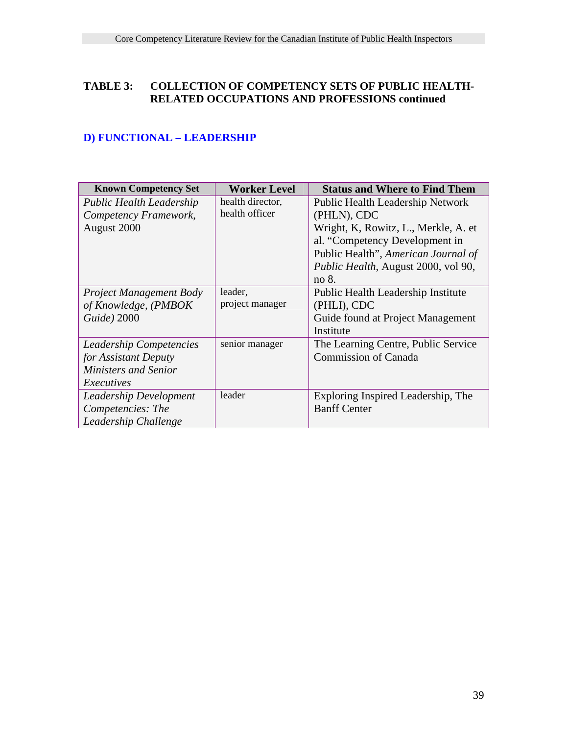**TABLE 3: COLLECTION OF COMPETENCY SETS OF PUBLIC HEALTH-RELATED OCCUPATIONS AND PROFESSIONS continued**

## D) FUNCTIONAL – LEADERSHIP

| Known Competency Set | Worker Level | Status and Where to Find Them |
|---|---|---|
| *Public Health Leadership Competency Framework*, August 2000 | health director, health officer | Public Health Leadership Network (PHLN), CDC<br>Wright, K, Rowitz, L., Merkle, A. et al. "Competency Development in Public Health", *American Journal of Public Health*, August 2000, vol 90, no 8. |
| *Project Management Body of Knowledge, (PMBOK Guide)* 2000 | leader, project manager | Public Health Leadership Institute (PHLI), CDC<br>Guide found at Project Management Institute |
| *Leadership Competencies for Assistant Deputy Ministers and Senior Executives* | senior manager | The Learning Centre, Public Service Commission of Canada |
| *Leadership Development Competencies: The Leadership Challenge* | leader | Exploring Inspired Leadership, The Banff Center |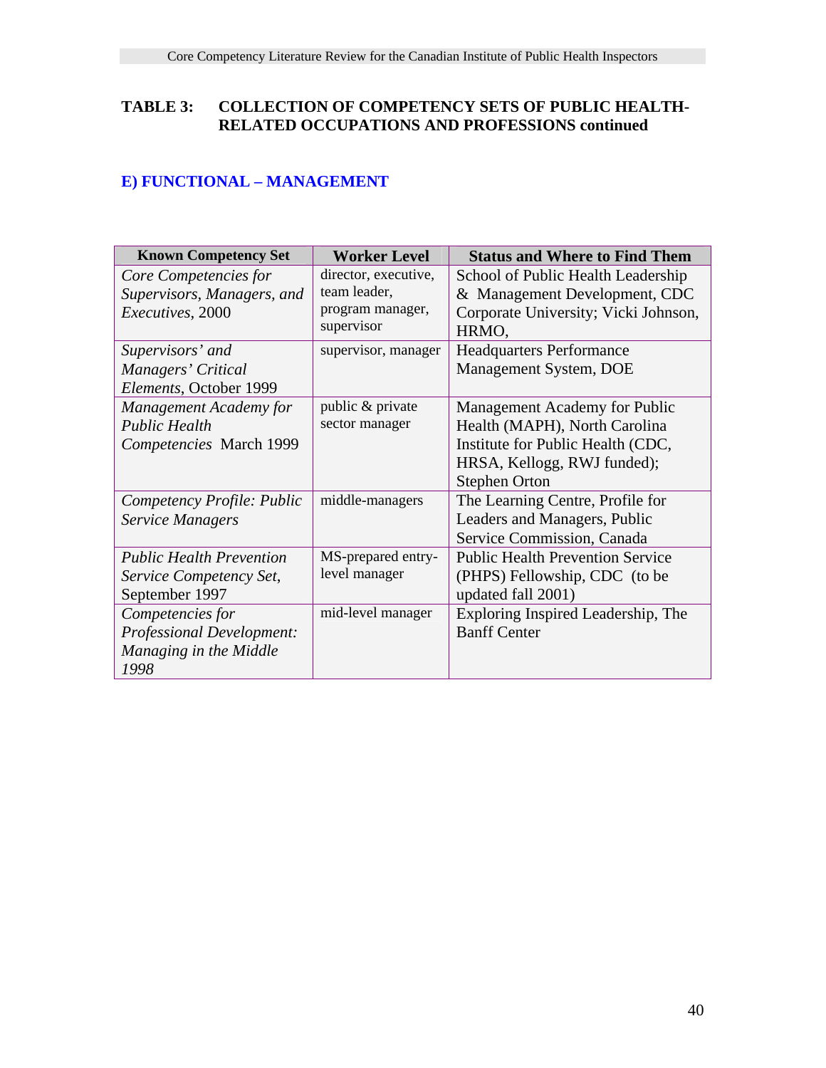**TABLE 3: COLLECTION OF COMPETENCY SETS OF PUBLIC HEALTH-RELATED OCCUPATIONS AND PROFESSIONS continued**

## E) FUNCTIONAL – MANAGEMENT

| Known Competency Set | Worker Level | Status and Where to Find Them |
|---|---|---|
| *Core Competencies for Supervisors, Managers, and Executives*, 2000 | director, executive, team leader, program manager, supervisor | School of Public Health Leadership & Management Development, CDC Corporate University; Vicki Johnson, HRMO, |
| *Supervisors' and Managers' Critical Elements*, October 1999 | supervisor, manager | Headquarters Performance Management System, DOE |
| *Management Academy for Public Health Competencies* March 1999 | public & private sector manager | Management Academy for Public Health (MAPH), North Carolina Institute for Public Health (CDC, HRSA, Kellogg, RWJ funded); Stephen Orton |
| *Competency Profile: Public Service Managers* | middle-managers | The Learning Centre, Profile for Leaders and Managers, Public Service Commission, Canada |
| *Public Health Prevention Service Competency Set*, September 1997 | MS-prepared entry-level manager | Public Health Prevention Service (PHPS) Fellowship, CDC (to be updated fall 2001) |
| *Competencies for Professional Development: Managing in the Middle 1998* | mid-level manager | Exploring Inspired Leadership, The Banff Center |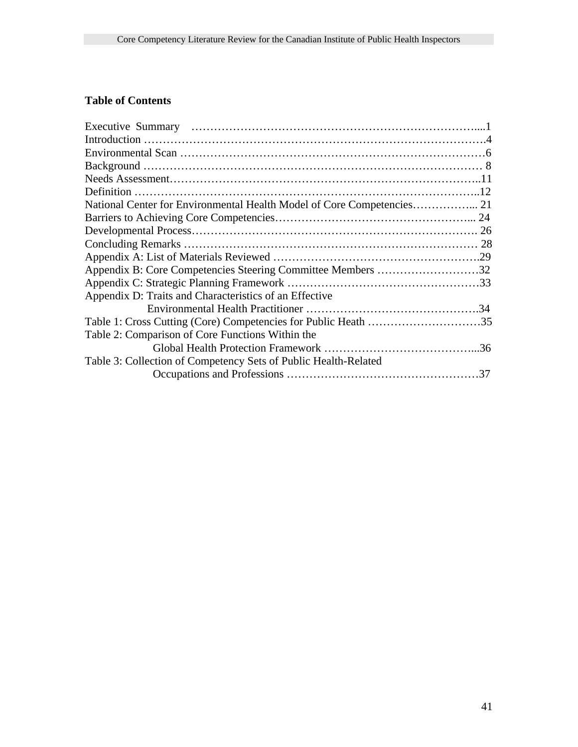**Table of Contents**

Executive Summary ………………………………………………………………....1
Introduction …………………………………………………………………………….4
Environmental Scan ………………………………………………………………………6
Background ……………………………………………………………………………… 8
Needs Assessment……………………………………………………………………..11
Definition ……………………………………………………………………………..12
National Center for Environmental Health Model of Core Competencies……………... 21
Barriers to Achieving Core Competencies…………………………………………... 24
Developmental Process…………………………………………………………………. 26
Concluding Remarks …………………………………………………………………… 28
Appendix A: List of Materials Reviewed ……………………………………………….29
Appendix B: Core Competencies Steering Committee Members ………………………32
Appendix C: Strategic Planning Framework ……………………………………………33
Appendix D: Traits and Characteristics of an Effective
Environmental Health Practitioner ……………………………………….34
Table 1: Cross Cutting (Core) Competencies for Public Heath …………………………35
Table 2: Comparison of Core Functions Within the
Global Health Protection Framework …………………………………...36
Table 3: Collection of Competency Sets of Public Health-Related
Occupations and Professions ……………………………………………37